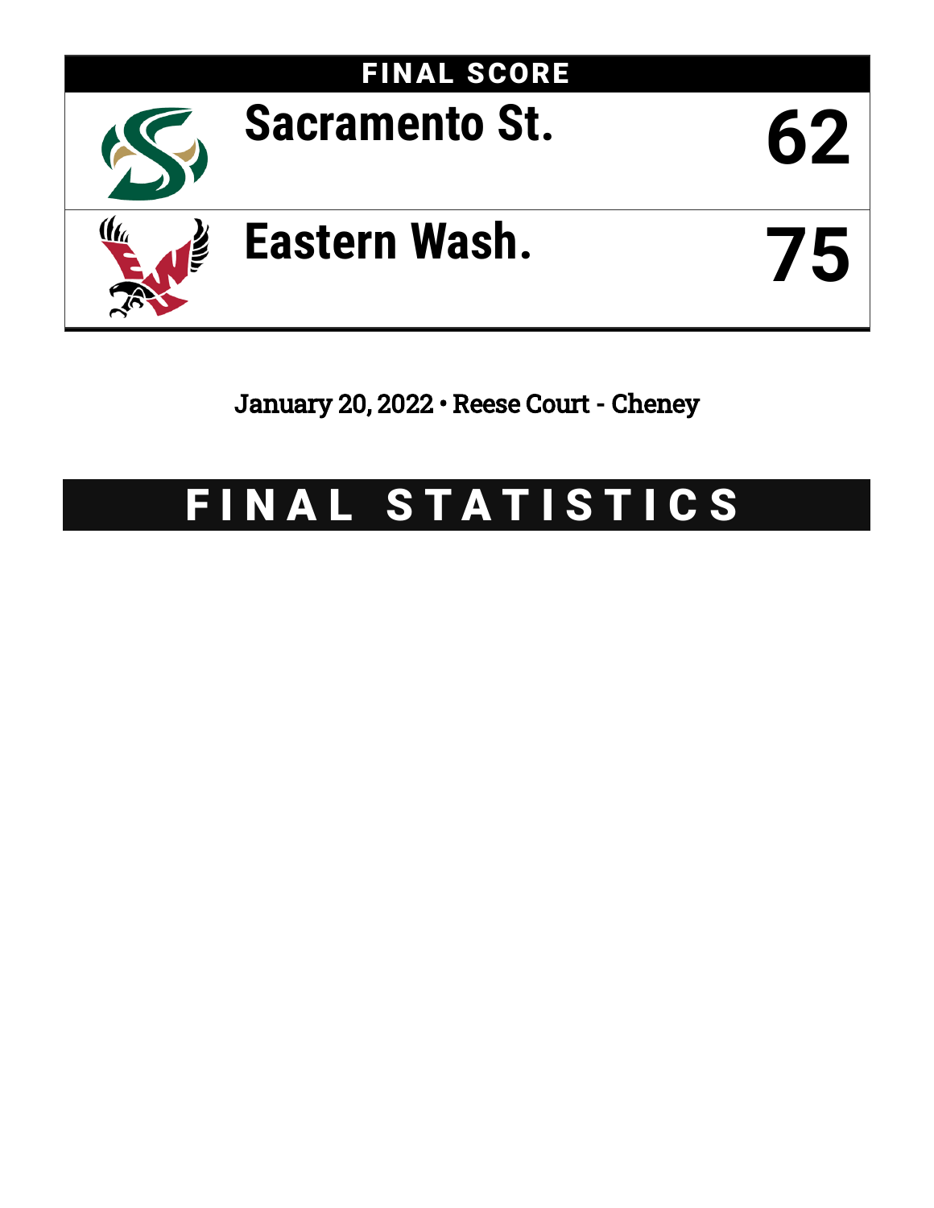# FINAL SCORE

| Team | Score |
| --- | --- |
| Sacramento St. | 62 |
| Eastern Wash. | 75 |

January 20, 2022 • Reese Court - Cheney

# FINAL STATISTICS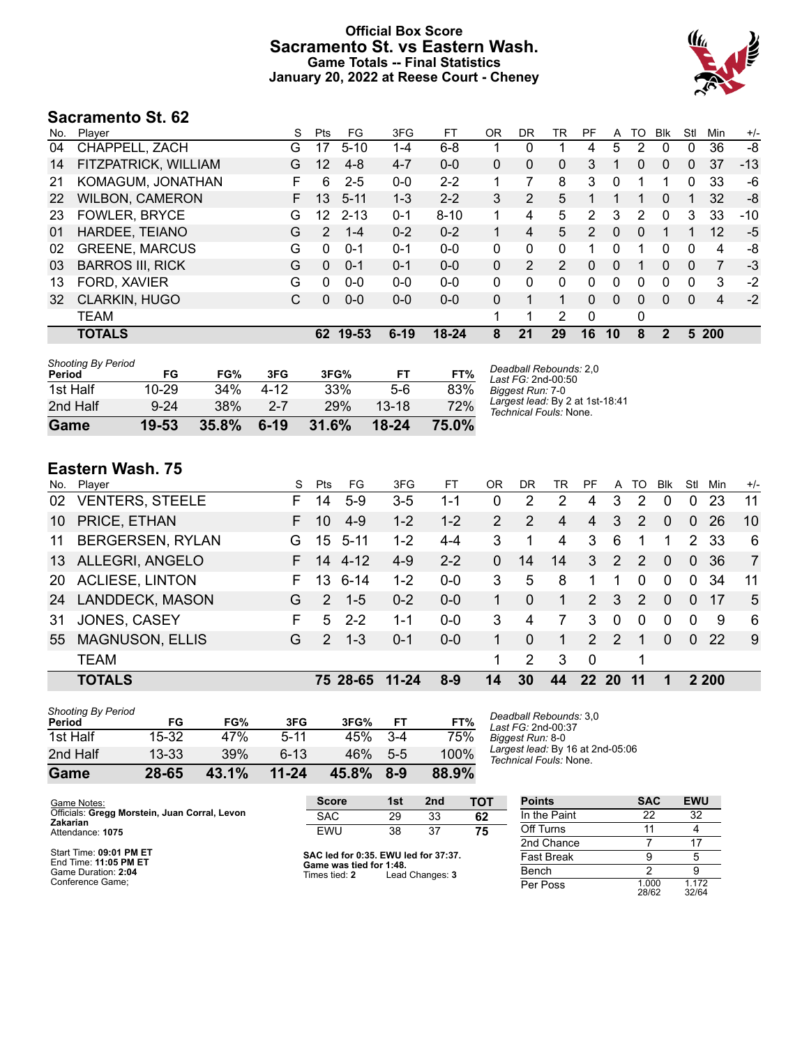# Official Box Score
# Sacramento St. vs Eastern Wash.
## Game Totals -- Final Statistics
## January 20, 2022 at Reese Court - Cheney

## Sacramento St. 62

| No. | Player | S | Pts | FG | 3FG | FT | OR | DR | TR | PF | A | TO | Blk | Stl | Min | +/- |
|---|---|---|---|---|---|---|---|---|---|---|---|---|---|---|---|---|
| 04 | CHAPPELL, ZACH | G | 17 | 5-10 | 1-4 | 6-8 | 1 | 0 | 1 | 4 | 5 | 2 | 0 | 0 | 36 | -8 |
| 14 | FITZPATRICK, WILLIAM | G | 12 | 4-8 | 4-7 | 0-0 | 0 | 0 | 0 | 3 | 1 | 0 | 0 | 0 | 37 | -13 |
| 21 | KOMAGUM, JONATHAN | F | 6 | 2-5 | 0-0 | 2-2 | 1 | 7 | 8 | 3 | 0 | 1 | 1 | 0 | 33 | -6 |
| 22 | WILBON, CAMERON | F | 13 | 5-11 | 1-3 | 2-2 | 3 | 2 | 5 | 1 | 1 | 1 | 0 | 1 | 32 | -8 |
| 23 | FOWLER, BRYCE | G | 12 | 2-13 | 0-1 | 8-10 | 1 | 4 | 5 | 2 | 3 | 2 | 0 | 3 | 33 | -10 |
| 01 | HARDEE, TEIANO | G | 2 | 1-4 | 0-2 | 0-2 | 1 | 4 | 5 | 2 | 0 | 0 | 1 | 1 | 12 | -5 |
| 02 | GREENE, MARCUS | G | 0 | 0-1 | 0-1 | 0-0 | 0 | 0 | 0 | 1 | 0 | 1 | 0 | 0 | 4 | -8 |
| 03 | BARROS III, RICK | G | 0 | 0-1 | 0-1 | 0-0 | 0 | 2 | 2 | 0 | 0 | 1 | 0 | 0 | 7 | -3 |
| 13 | FORD, XAVIER | G | 0 | 0-0 | 0-0 | 0-0 | 0 | 0 | 0 | 0 | 0 | 0 | 0 | 0 | 3 | -2 |
| 32 | CLARKIN, HUGO | C | 0 | 0-0 | 0-0 | 0-0 | 0 | 1 | 1 | 0 | 0 | 0 | 0 | 0 | 4 | -2 |
| | TEAM | | | | | | 1 | 1 | 2 | 0 | | 0 | | | | |
| | **TOTALS** | | **62** | **19-53** | **6-19** | **18-24** | **8** | **21** | **29** | **16** | **10** | **8** | **2** | **5** | **200** | |

| Shooting By Period Period | FG | FG% | 3FG | 3FG% | FT | FT% |
|---|---|---|---|---|---|---|
| 1st Half | 10-29 | 34% | 4-12 | 33% | 5-6 | 83% |
| 2nd Half | 9-24 | 38% | 2-7 | 29% | 13-18 | 72% |
| **Game** | **19-53** | **35.8%** | **6-19** | **31.6%** | **18-24** | **75.0%** |

*Deadball Rebounds:* 2,0
*Last FG:* 2nd-00:50
*Biggest Run:* 7-0
*Largest lead:* By 2 at 1st-18:41
*Technical Fouls:* None.

## Eastern Wash. 75

| No. | Player | S | Pts | FG | 3FG | FT | OR | DR | TR | PF | A | TO | Blk | Stl | Min | +/- |
|---|---|---|---|---|---|---|---|---|---|---|---|---|---|---|---|---|
| 02 | VENTERS, STEELE | F | 14 | 5-9 | 3-5 | 1-1 | 0 | 2 | 2 | 4 | 3 | 2 | 0 | 0 | 23 | 11 |
| 10 | PRICE, ETHAN | F | 10 | 4-9 | 1-2 | 1-2 | 2 | 2 | 4 | 4 | 3 | 2 | 0 | 0 | 26 | 10 |
| 11 | BERGERSEN, RYLAN | G | 15 | 5-11 | 1-2 | 4-4 | 3 | 1 | 4 | 3 | 6 | 1 | 1 | 2 | 33 | 6 |
| 13 | ALLEGRI, ANGELO | F | 14 | 4-12 | 4-9 | 2-2 | 0 | 14 | 14 | 3 | 2 | 2 | 0 | 0 | 36 | 7 |
| 20 | ACLIESE, LINTON | F | 13 | 6-14 | 1-2 | 0-0 | 3 | 5 | 8 | 1 | 1 | 0 | 0 | 0 | 34 | 11 |
| 24 | LANDDECK, MASON | G | 2 | 1-5 | 0-2 | 0-0 | 1 | 0 | 1 | 2 | 3 | 2 | 0 | 0 | 17 | 5 |
| 31 | JONES, CASEY | F | 5 | 2-2 | 1-1 | 0-0 | 3 | 4 | 7 | 3 | 0 | 0 | 0 | 0 | 9 | 6 |
| 55 | MAGNUSON, ELLIS | G | 2 | 1-3 | 0-1 | 0-0 | 1 | 0 | 1 | 2 | 2 | 1 | 0 | 0 | 22 | 9 |
| | TEAM | | | | | | 1 | 2 | 3 | 0 | | 1 | | | | |
| | **TOTALS** | | **75** | **28-65** | **11-24** | **8-9** | **14** | **30** | **44** | **22** | **20** | **11** | **1** | **2** | **200** | |

| Shooting By Period Period | FG | FG% | 3FG | 3FG% | FT | FT% |
|---|---|---|---|---|---|---|
| 1st Half | 15-32 | 47% | 5-11 | 45% | 3-4 | 75% |
| 2nd Half | 13-33 | 39% | 6-13 | 46% | 5-5 | 100% |
| **Game** | **28-65** | **43.1%** | **11-24** | **45.8%** | **8-9** | **88.9%** |

*Deadball Rebounds:* 3,0
*Last FG:* 2nd-00:37
*Biggest Run:* 8-0
*Largest lead:* By 16 at 2nd-05:06
*Technical Fouls:* None.

Game Notes:
Officials: **Gregg Morstein, Juan Corral, Levon Zakarian**
Attendance: **1075**

Start Time: **09:01 PM ET**
End Time: **11:05 PM ET**
Game Duration: **2:04**
Conference Game;

| Score | 1st | 2nd | TOT |
|---|---|---|---|
| SAC | 29 | 33 | **62** |
| EWU | 38 | 37 | **75** |

**SAC led for 0:35. EWU led for 37:37.**
**Game was tied for 1:48.**
Times tied: **2** Lead Changes: **3**

| Points | SAC | EWU |
|---|---|---|
| In the Paint | 22 | 32 |
| Off Turns | 11 | 4 |
| 2nd Chance | 7 | 17 |
| Fast Break | 9 | 5 |
| Bench | 2 | 9 |
| Per Poss | 1.000 28/62 | 1.172 32/64 |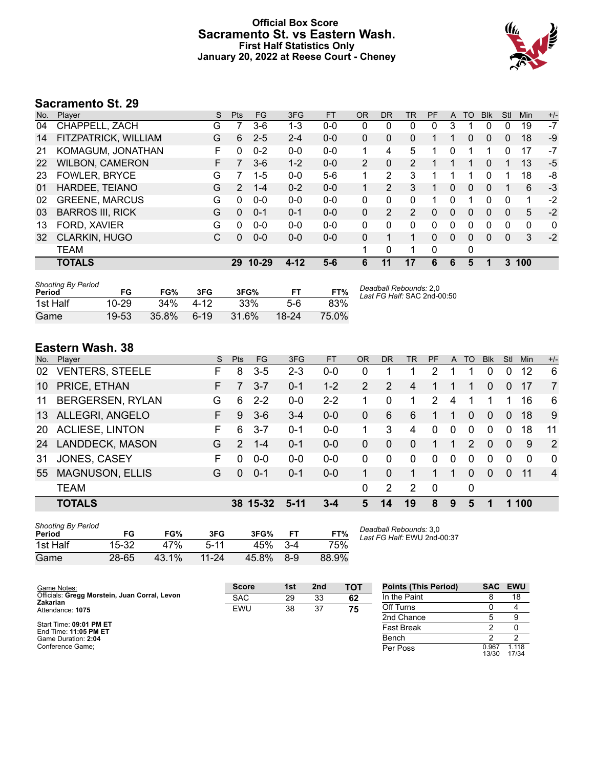# Official Box Score
## Sacramento St. vs Eastern Wash.
### First Half Statistics Only
### January 20, 2022 at Reese Court - Cheney

## Sacramento St. 29

| No. | Player | S | Pts | FG | 3FG | FT | OR | DR | TR | PF | A | TO | Blk | Stl | Min | +/- |
|---|---|---|---|---|---|---|---|---|---|---|---|---|---|---|---|---|
| 04 | CHAPPELL, ZACH | G | 7 | 3-6 | 1-3 | 0-0 | 0 | 0 | 0 | 0 | 3 | 1 | 0 | 0 | 19 | -7 |
| 14 | FITZPATRICK, WILLIAM | G | 6 | 2-5 | 2-4 | 0-0 | 0 | 0 | 0 | 1 | 1 | 0 | 0 | 0 | 18 | -9 |
| 21 | KOMAGUM, JONATHAN | F | 0 | 0-2 | 0-0 | 0-0 | 1 | 4 | 5 | 1 | 0 | 1 | 1 | 0 | 17 | -7 |
| 22 | WILBON, CAMERON | F | 7 | 3-6 | 1-2 | 0-0 | 2 | 0 | 2 | 1 | 1 | 1 | 0 | 1 | 13 | -5 |
| 23 | FOWLER, BRYCE | G | 7 | 1-5 | 0-0 | 5-6 | 1 | 2 | 3 | 1 | 1 | 1 | 0 | 1 | 18 | -8 |
| 01 | HARDEE, TEIANO | G | 2 | 1-4 | 0-2 | 0-0 | 1 | 2 | 3 | 1 | 0 | 0 | 0 | 1 | 6 | -3 |
| 02 | GREENE, MARCUS | G | 0 | 0-0 | 0-0 | 0-0 | 0 | 0 | 0 | 1 | 0 | 1 | 0 | 0 | 1 | -2 |
| 03 | BARROS III, RICK | G | 0 | 0-1 | 0-1 | 0-0 | 0 | 2 | 2 | 0 | 0 | 0 | 0 | 0 | 5 | -2 |
| 13 | FORD, XAVIER | G | 0 | 0-0 | 0-0 | 0-0 | 0 | 0 | 0 | 0 | 0 | 0 | 0 | 0 | 0 | 0 |
| 32 | CLARKIN, HUGO | C | 0 | 0-0 | 0-0 | 0-0 | 0 | 1 | 1 | 0 | 0 | 0 | 0 | 0 | 3 | -2 |
| | TEAM | | | | | | 1 | 0 | 1 | 0 | | 0 | | | | |
| | **TOTALS** | | **29** | **10-29** | **4-12** | **5-6** | **6** | **11** | **17** | **6** | **6** | **5** | **1** | **3** | **100** | |

| Shooting By Period Period | FG | FG% | 3FG | 3FG% | FT | FT% |
|---|---|---|---|---|---|---|
| 1st Half | 10-29 | 34% | 4-12 | 33% | 5-6 | 83% |
| Game | 19-53 | 35.8% | 6-19 | 31.6% | 18-24 | 75.0% |

*Deadball Rebounds:* 2,0
*Last FG Half:* SAC 2nd-00:50

## Eastern Wash. 38

| No. | Player | S | Pts | FG | 3FG | FT | OR | DR | TR | PF | A | TO | Blk | Stl | Min | +/- |
|---|---|---|---|---|---|---|---|---|---|---|---|---|---|---|---|---|
| 02 | VENTERS, STEELE | F | 8 | 3-5 | 2-3 | 0-0 | 0 | 1 | 1 | 2 | 1 | 1 | 0 | 0 | 12 | 6 |
| 10 | PRICE, ETHAN | F | 7 | 3-7 | 0-1 | 1-2 | 2 | 2 | 4 | 1 | 1 | 1 | 0 | 0 | 17 | 7 |
| 11 | BERGERSEN, RYLAN | G | 6 | 2-2 | 0-0 | 2-2 | 1 | 0 | 1 | 2 | 4 | 1 | 1 | 1 | 16 | 6 |
| 13 | ALLEGRI, ANGELO | F | 9 | 3-6 | 3-4 | 0-0 | 0 | 6 | 6 | 1 | 1 | 0 | 0 | 0 | 18 | 9 |
| 20 | ACLIESE, LINTON | F | 6 | 3-7 | 0-1 | 0-0 | 1 | 3 | 4 | 0 | 0 | 0 | 0 | 0 | 18 | 11 |
| 24 | LANDDECK, MASON | G | 2 | 1-4 | 0-1 | 0-0 | 0 | 0 | 0 | 1 | 1 | 2 | 0 | 0 | 9 | 2 |
| 31 | JONES, CASEY | F | 0 | 0-0 | 0-0 | 0-0 | 0 | 0 | 0 | 0 | 0 | 0 | 0 | 0 | 0 | 0 |
| 55 | MAGNUSON, ELLIS | G | 0 | 0-1 | 0-1 | 0-0 | 1 | 0 | 1 | 1 | 1 | 0 | 0 | 0 | 11 | 4 |
| | TEAM | | | | | | 0 | 2 | 2 | 0 | | 0 | | | | |
| | **TOTALS** | | **38** | **15-32** | **5-11** | **3-4** | **5** | **14** | **19** | **8** | **9** | **5** | **1** | **1** | **100** | |

| Shooting By Period Period | FG | FG% | 3FG | 3FG% | FT | FT% |
|---|---|---|---|---|---|---|
| 1st Half | 15-32 | 47% | 5-11 | 45% | 3-4 | 75% |
| Game | 28-65 | 43.1% | 11-24 | 45.8% | 8-9 | 88.9% |

*Deadball Rebounds:* 3,0
*Last FG Half:* EWU 2nd-00:37

Game Notes:
Officials: **Gregg Morstein, Juan Corral, Levon Zakarian**
Attendance: **1075**

Start Time: **09:01 PM ET**
End Time: **11:05 PM ET**
Game Duration: **2:04**
Conference Game;

| Score | 1st | 2nd | TOT |
|---|---|---|---|
| SAC | 29 | 33 | **62** |
| EWU | 38 | 37 | **75** |

| Points (This Period) | SAC | EWU |
|---|---|---|
| In the Paint | 8 | 18 |
| Off Turns | 0 | 4 |
| 2nd Chance | 5 | 9 |
| Fast Break | 2 | 0 |
| Bench | 2 | 2 |
| Per Poss | 0.967 13/30 | 1.118 17/34 |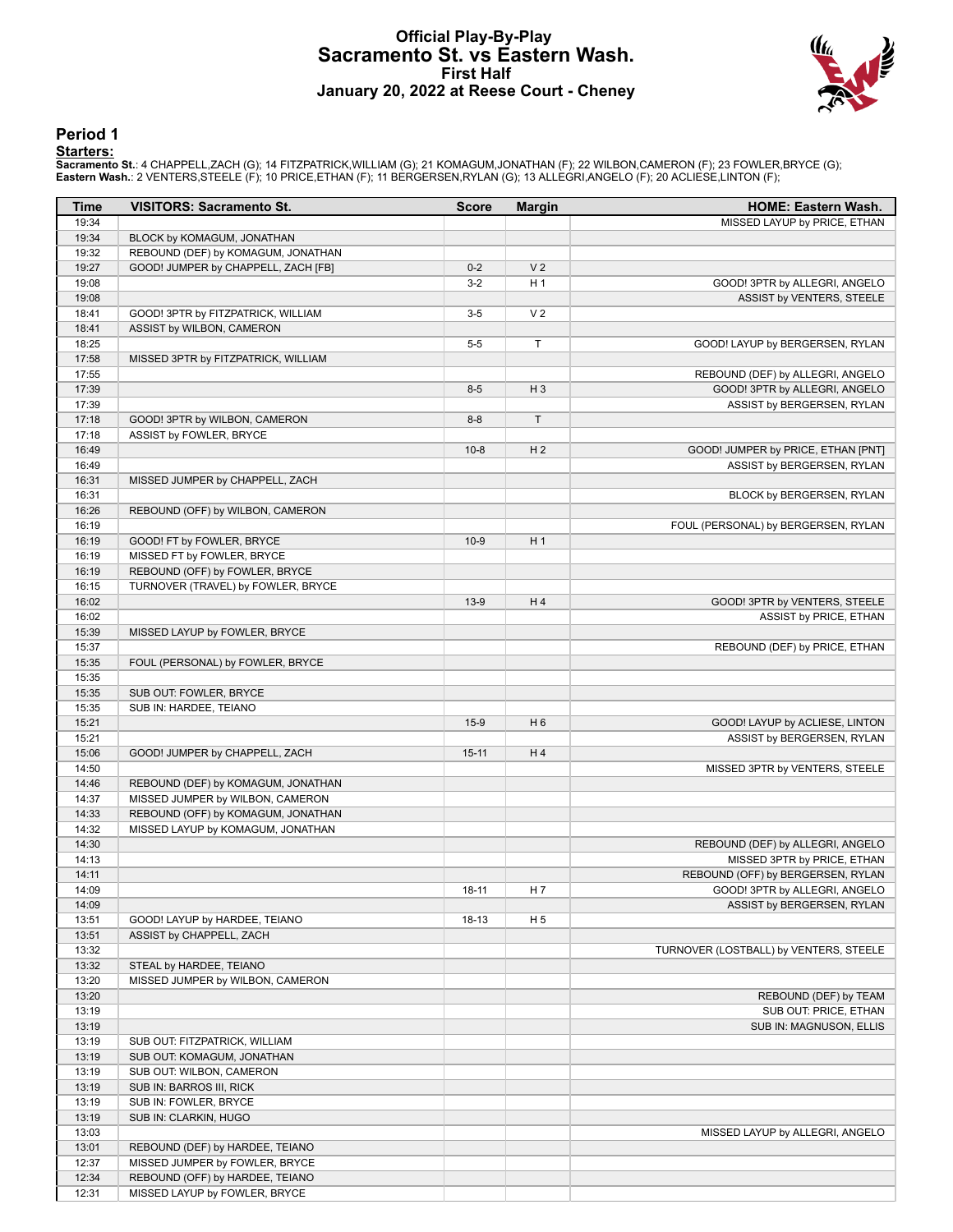# Official Play-By-Play
# Sacramento St. vs Eastern Wash.
## First Half
### January 20, 2022 at Reese Court - Cheney

## Period 1

**Starters:**

**Sacramento St.**: 4 CHAPPELL,ZACH (G); 14 FITZPATRICK,WILLIAM (G); 21 KOMAGUM,JONATHAN (F); 22 WILBON,CAMERON (F); 23 FOWLER,BRYCE (G);
**Eastern Wash.**: 2 VENTERS,STEELE (F); 10 PRICE,ETHAN (F); 11 BERGERSEN,RYLAN (G); 13 ALLEGRI,ANGELO (F); 20 ACLIESE,LINTON (F);

| Time | VISITORS: Sacramento St. | Score | Margin | HOME: Eastern Wash. |
|---|---|---|---|---|
| 19:34 | | | | MISSED LAYUP by PRICE, ETHAN |
| 19:34 | BLOCK by KOMAGUM, JONATHAN | | | |
| 19:32 | REBOUND (DEF) by KOMAGUM, JONATHAN | | | |
| 19:27 | GOOD! JUMPER by CHAPPELL, ZACH [FB] | 0-2 | V 2 | |
| 19:08 | | 3-2 | H 1 | GOOD! 3PTR by ALLEGRI, ANGELO |
| 19:08 | | | | ASSIST by VENTERS, STEELE |
| 18:41 | GOOD! 3PTR by FITZPATRICK, WILLIAM | 3-5 | V 2 | |
| 18:41 | ASSIST by WILBON, CAMERON | | | |
| 18:25 | | 5-5 | T | GOOD! LAYUP by BERGERSEN, RYLAN |
| 17:58 | MISSED 3PTR by FITZPATRICK, WILLIAM | | | |
| 17:55 | | | | REBOUND (DEF) by ALLEGRI, ANGELO |
| 17:39 | | 8-5 | H 3 | GOOD! 3PTR by ALLEGRI, ANGELO |
| 17:39 | | | | ASSIST by BERGERSEN, RYLAN |
| 17:18 | GOOD! 3PTR by WILBON, CAMERON | 8-8 | T | |
| 17:18 | ASSIST by FOWLER, BRYCE | | | |
| 16:49 | | 10-8 | H 2 | GOOD! JUMPER by PRICE, ETHAN [PNT] |
| 16:49 | | | | ASSIST by BERGERSEN, RYLAN |
| 16:31 | MISSED JUMPER by CHAPPELL, ZACH | | | |
| 16:31 | | | | BLOCK by BERGERSEN, RYLAN |
| 16:26 | REBOUND (OFF) by WILBON, CAMERON | | | |
| 16:19 | | | | FOUL (PERSONAL) by BERGERSEN, RYLAN |
| 16:19 | GOOD! FT by FOWLER, BRYCE | 10-9 | H 1 | |
| 16:19 | MISSED FT by FOWLER, BRYCE | | | |
| 16:19 | REBOUND (OFF) by FOWLER, BRYCE | | | |
| 16:15 | TURNOVER (TRAVEL) by FOWLER, BRYCE | | | |
| 16:02 | | 13-9 | H 4 | GOOD! 3PTR by VENTERS, STEELE |
| 16:02 | | | | ASSIST by PRICE, ETHAN |
| 15:39 | MISSED LAYUP by FOWLER, BRYCE | | | |
| 15:37 | | | | REBOUND (DEF) by PRICE, ETHAN |
| 15:35 | FOUL (PERSONAL) by FOWLER, BRYCE | | | |
| 15:35 | | | | |
| 15:35 | SUB OUT: FOWLER, BRYCE | | | |
| 15:35 | SUB IN: HARDEE, TEIANO | | | |
| 15:21 | | 15-9 | H 6 | GOOD! LAYUP by ACLIESE, LINTON |
| 15:21 | | | | ASSIST by BERGERSEN, RYLAN |
| 15:06 | GOOD! JUMPER by CHAPPELL, ZACH | 15-11 | H 4 | |
| 14:50 | | | | MISSED 3PTR by VENTERS, STEELE |
| 14:46 | REBOUND (DEF) by KOMAGUM, JONATHAN | | | |
| 14:37 | MISSED JUMPER by WILBON, CAMERON | | | |
| 14:33 | REBOUND (OFF) by KOMAGUM, JONATHAN | | | |
| 14:32 | MISSED LAYUP by KOMAGUM, JONATHAN | | | |
| 14:30 | | | | REBOUND (DEF) by ALLEGRI, ANGELO |
| 14:13 | | | | MISSED 3PTR by PRICE, ETHAN |
| 14:11 | | | | REBOUND (OFF) by BERGERSEN, RYLAN |
| 14:09 | | 18-11 | H 7 | GOOD! 3PTR by ALLEGRI, ANGELO |
| 14:09 | | | | ASSIST by BERGERSEN, RYLAN |
| 13:51 | GOOD! LAYUP by HARDEE, TEIANO | 18-13 | H 5 | |
| 13:51 | ASSIST by CHAPPELL, ZACH | | | |
| 13:32 | | | | TURNOVER (LOSTBALL) by VENTERS, STEELE |
| 13:32 | STEAL by HARDEE, TEIANO | | | |
| 13:20 | MISSED JUMPER by WILBON, CAMERON | | | |
| 13:20 | | | | REBOUND (DEF) by TEAM |
| 13:19 | | | | SUB OUT: PRICE, ETHAN |
| 13:19 | | | | SUB IN: MAGNUSON, ELLIS |
| 13:19 | SUB OUT: FITZPATRICK, WILLIAM | | | |
| 13:19 | SUB OUT: KOMAGUM, JONATHAN | | | |
| 13:19 | SUB OUT: WILBON, CAMERON | | | |
| 13:19 | SUB IN: BARROS III, RICK | | | |
| 13:19 | SUB IN: FOWLER, BRYCE | | | |
| 13:19 | SUB IN: CLARKIN, HUGO | | | |
| 13:03 | | | | MISSED LAYUP by ALLEGRI, ANGELO |
| 13:01 | REBOUND (DEF) by HARDEE, TEIANO | | | |
| 12:37 | MISSED JUMPER by FOWLER, BRYCE | | | |
| 12:34 | REBOUND (OFF) by HARDEE, TEIANO | | | |
| 12:31 | MISSED LAYUP by FOWLER, BRYCE | | | |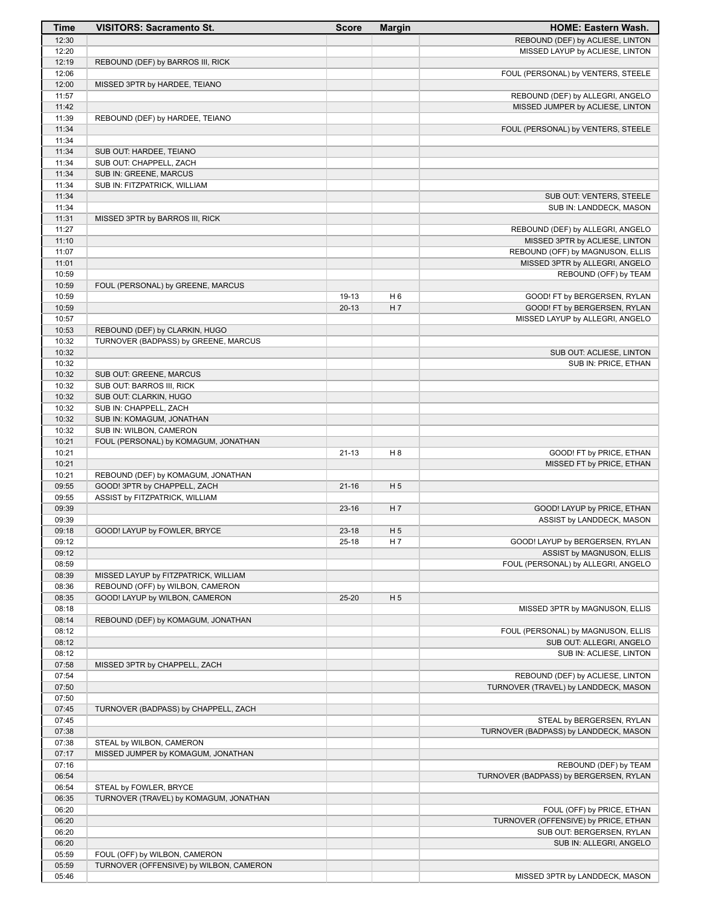| Time | VISITORS: Sacramento St. | Score | Margin | HOME: Eastern Wash. |
|---|---|---|---|---|
| 12:30 | | | | REBOUND (DEF) by ACLIESE, LINTON |
| 12:20 | | | | MISSED LAYUP by ACLIESE, LINTON |
| 12:19 | REBOUND (DEF) by BARROS III, RICK | | | |
| 12:06 | | | | FOUL (PERSONAL) by VENTERS, STEELE |
| 12:00 | MISSED 3PTR by HARDEE, TEIANO | | | |
| 11:57 | | | | REBOUND (DEF) by ALLEGRI, ANGELO |
| 11:42 | | | | MISSED JUMPER by ACLIESE, LINTON |
| 11:39 | REBOUND (DEF) by HARDEE, TEIANO | | | |
| 11:34 | | | | FOUL (PERSONAL) by VENTERS, STEELE |
| 11:34 | | | | |
| 11:34 | SUB OUT: HARDEE, TEIANO | | | |
| 11:34 | SUB OUT: CHAPPELL, ZACH | | | |
| 11:34 | SUB IN: GREENE, MARCUS | | | |
| 11:34 | SUB IN: FITZPATRICK, WILLIAM | | | |
| 11:34 | | | | SUB OUT: VENTERS, STEELE |
| 11:34 | | | | SUB IN: LANDDECK, MASON |
| 11:31 | MISSED 3PTR by BARROS III, RICK | | | |
| 11:27 | | | | REBOUND (DEF) by ALLEGRI, ANGELO |
| 11:10 | | | | MISSED 3PTR by ACLIESE, LINTON |
| 11:07 | | | | REBOUND (OFF) by MAGNUSON, ELLIS |
| 11:01 | | | | MISSED 3PTR by ALLEGRI, ANGELO |
| 10:59 | | | | REBOUND (OFF) by TEAM |
| 10:59 | FOUL (PERSONAL) by GREENE, MARCUS | | | |
| 10:59 | | 19-13 | H 6 | GOOD! FT by BERGERSEN, RYLAN |
| 10:59 | | 20-13 | H 7 | GOOD! FT by BERGERSEN, RYLAN |
| 10:57 | | | | MISSED LAYUP by ALLEGRI, ANGELO |
| 10:53 | REBOUND (DEF) by CLARKIN, HUGO | | | |
| 10:32 | TURNOVER (BADPASS) by GREENE, MARCUS | | | |
| 10:32 | | | | SUB OUT: ACLIESE, LINTON |
| 10:32 | | | | SUB IN: PRICE, ETHAN |
| 10:32 | SUB OUT: GREENE, MARCUS | | | |
| 10:32 | SUB OUT: BARROS III, RICK | | | |
| 10:32 | SUB OUT: CLARKIN, HUGO | | | |
| 10:32 | SUB IN: CHAPPELL, ZACH | | | |
| 10:32 | SUB IN: KOMAGUM, JONATHAN | | | |
| 10:32 | SUB IN: WILBON, CAMERON | | | |
| 10:21 | FOUL (PERSONAL) by KOMAGUM, JONATHAN | | | |
| 10:21 | | 21-13 | H 8 | GOOD! FT by PRICE, ETHAN |
| 10:21 | | | | MISSED FT by PRICE, ETHAN |
| 10:21 | REBOUND (DEF) by KOMAGUM, JONATHAN | | | |
| 09:55 | GOOD! 3PTR by CHAPPELL, ZACH | 21-16 | H 5 | |
| 09:55 | ASSIST by FITZPATRICK, WILLIAM | | | |
| 09:39 | | 23-16 | H 7 | GOOD! LAYUP by PRICE, ETHAN |
| 09:39 | | | | ASSIST by LANDDECK, MASON |
| 09:18 | GOOD! LAYUP by FOWLER, BRYCE | 23-18 | H 5 | |
| 09:12 | | 25-18 | H 7 | GOOD! LAYUP by BERGERSEN, RYLAN |
| 09:12 | | | | ASSIST by MAGNUSON, ELLIS |
| 08:59 | | | | FOUL (PERSONAL) by ALLEGRI, ANGELO |
| 08:39 | MISSED LAYUP by FITZPATRICK, WILLIAM | | | |
| 08:36 | REBOUND (OFF) by WILBON, CAMERON | | | |
| 08:35 | GOOD! LAYUP by WILBON, CAMERON | 25-20 | H 5 | |
| 08:18 | | | | MISSED 3PTR by MAGNUSON, ELLIS |
| 08:14 | REBOUND (DEF) by KOMAGUM, JONATHAN | | | |
| 08:12 | | | | FOUL (PERSONAL) by MAGNUSON, ELLIS |
| 08:12 | | | | SUB OUT: ALLEGRI, ANGELO |
| 08:12 | | | | SUB IN: ACLIESE, LINTON |
| 07:58 | MISSED 3PTR by CHAPPELL, ZACH | | | |
| 07:54 | | | | REBOUND (DEF) by ACLIESE, LINTON |
| 07:50 | | | | TURNOVER (TRAVEL) by LANDDECK, MASON |
| 07:50 | | | | |
| 07:45 | TURNOVER (BADPASS) by CHAPPELL, ZACH | | | |
| 07:45 | | | | STEAL by BERGERSEN, RYLAN |
| 07:38 | | | | TURNOVER (BADPASS) by LANDDECK, MASON |
| 07:38 | STEAL by WILBON, CAMERON | | | |
| 07:17 | MISSED JUMPER by KOMAGUM, JONATHAN | | | |
| 07:16 | | | | REBOUND (DEF) by TEAM |
| 06:54 | | | | TURNOVER (BADPASS) by BERGERSEN, RYLAN |
| 06:54 | STEAL by FOWLER, BRYCE | | | |
| 06:35 | TURNOVER (TRAVEL) by KOMAGUM, JONATHAN | | | |
| 06:20 | | | | FOUL (OFF) by PRICE, ETHAN |
| 06:20 | | | | TURNOVER (OFFENSIVE) by PRICE, ETHAN |
| 06:20 | | | | SUB OUT: BERGERSEN, RYLAN |
| 06:20 | | | | SUB IN: ALLEGRI, ANGELO |
| 05:59 | FOUL (OFF) by WILBON, CAMERON | | | |
| 05:59 | TURNOVER (OFFENSIVE) by WILBON, CAMERON | | | |
| 05:46 | | | | MISSED 3PTR by LANDDECK, MASON |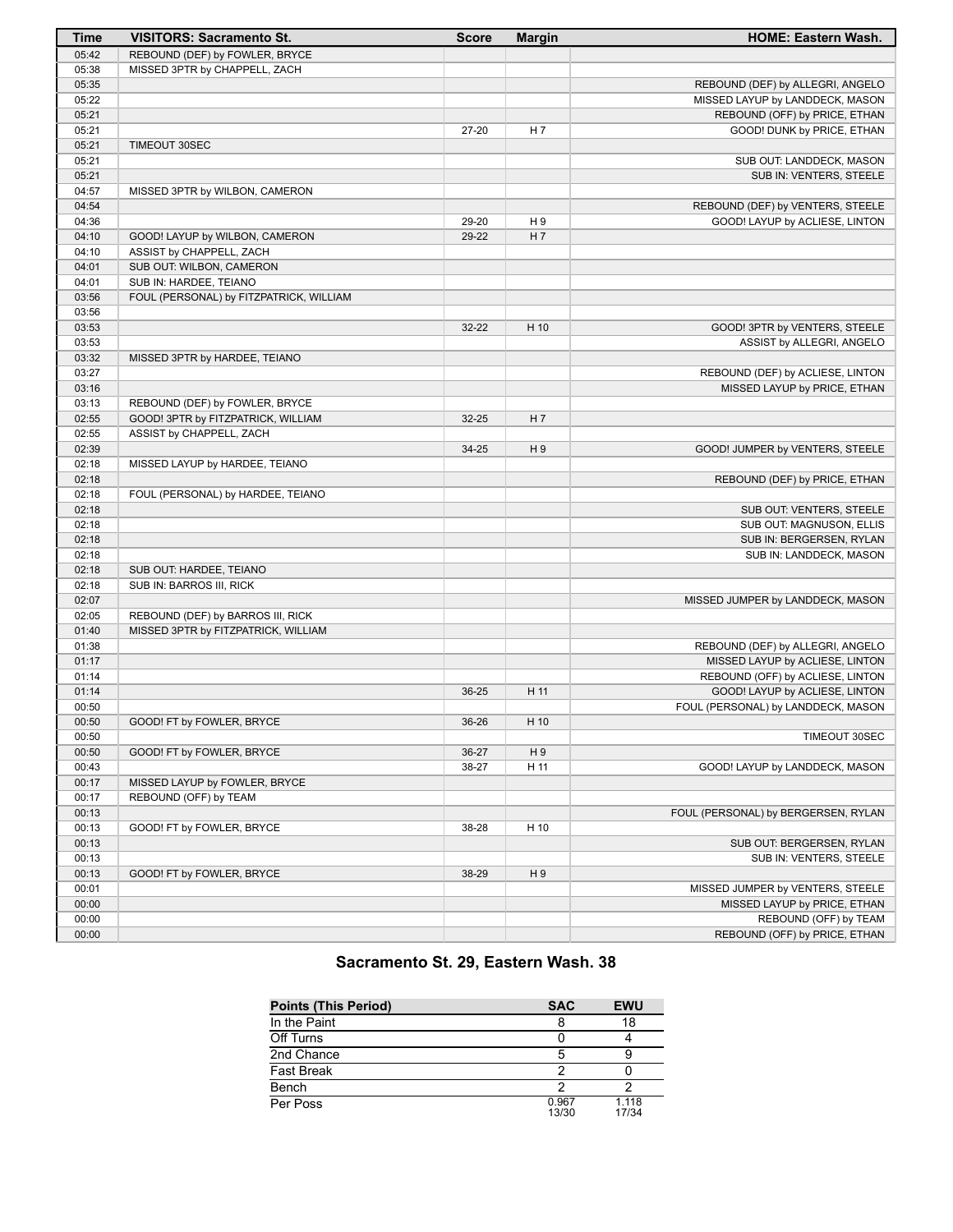| Time | VISITORS: Sacramento St. | Score | Margin | HOME: Eastern Wash. |
| --- | --- | --- | --- | --- |
| 05:42 | REBOUND (DEF) by FOWLER, BRYCE | | | |
| 05:38 | MISSED 3PTR by CHAPPELL, ZACH | | | |
| 05:35 | | | | REBOUND (DEF) by ALLEGRI, ANGELO |
| 05:22 | | | | MISSED LAYUP by LANDDECK, MASON |
| 05:21 | | | | REBOUND (OFF) by PRICE, ETHAN |
| 05:21 | | 27-20 | H 7 | GOOD! DUNK by PRICE, ETHAN |
| 05:21 | TIMEOUT 30SEC | | | |
| 05:21 | | | | SUB OUT: LANDDECK, MASON |
| 05:21 | | | | SUB IN: VENTERS, STEELE |
| 04:57 | MISSED 3PTR by WILBON, CAMERON | | | |
| 04:54 | | | | REBOUND (DEF) by VENTERS, STEELE |
| 04:36 | | 29-20 | H 9 | GOOD! LAYUP by ACLIESE, LINTON |
| 04:10 | GOOD! LAYUP by WILBON, CAMERON | 29-22 | H 7 | |
| 04:10 | ASSIST by CHAPPELL, ZACH | | | |
| 04:01 | SUB OUT: WILBON, CAMERON | | | |
| 04:01 | SUB IN: HARDEE, TEIANO | | | |
| 03:56 | FOUL (PERSONAL) by FITZPATRICK, WILLIAM | | | |
| 03:56 | | | | |
| 03:53 | | 32-22 | H 10 | GOOD! 3PTR by VENTERS, STEELE |
| 03:53 | | | | ASSIST by ALLEGRI, ANGELO |
| 03:32 | MISSED 3PTR by HARDEE, TEIANO | | | |
| 03:27 | | | | REBOUND (DEF) by ACLIESE, LINTON |
| 03:16 | | | | MISSED LAYUP by PRICE, ETHAN |
| 03:13 | REBOUND (DEF) by FOWLER, BRYCE | | | |
| 02:55 | GOOD! 3PTR by FITZPATRICK, WILLIAM | 32-25 | H 7 | |
| 02:55 | ASSIST by CHAPPELL, ZACH | | | |
| 02:39 | | 34-25 | H 9 | GOOD! JUMPER by VENTERS, STEELE |
| 02:18 | MISSED LAYUP by HARDEE, TEIANO | | | |
| 02:18 | | | | REBOUND (DEF) by PRICE, ETHAN |
| 02:18 | FOUL (PERSONAL) by HARDEE, TEIANO | | | |
| 02:18 | | | | SUB OUT: VENTERS, STEELE |
| 02:18 | | | | SUB OUT: MAGNUSON, ELLIS |
| 02:18 | | | | SUB IN: BERGERSEN, RYLAN |
| 02:18 | | | | SUB IN: LANDDECK, MASON |
| 02:18 | SUB OUT: HARDEE, TEIANO | | | |
| 02:18 | SUB IN: BARROS III, RICK | | | |
| 02:07 | | | | MISSED JUMPER by LANDDECK, MASON |
| 02:05 | REBOUND (DEF) by BARROS III, RICK | | | |
| 01:40 | MISSED 3PTR by FITZPATRICK, WILLIAM | | | |
| 01:38 | | | | REBOUND (DEF) by ALLEGRI, ANGELO |
| 01:17 | | | | MISSED LAYUP by ACLIESE, LINTON |
| 01:14 | | | | REBOUND (OFF) by ACLIESE, LINTON |
| 01:14 | | 36-25 | H 11 | GOOD! LAYUP by ACLIESE, LINTON |
| 00:50 | | | | FOUL (PERSONAL) by LANDDECK, MASON |
| 00:50 | GOOD! FT by FOWLER, BRYCE | 36-26 | H 10 | |
| 00:50 | | | | TIMEOUT 30SEC |
| 00:50 | GOOD! FT by FOWLER, BRYCE | 36-27 | H 9 | |
| 00:43 | | 38-27 | H 11 | GOOD! LAYUP by LANDDECK, MASON |
| 00:17 | MISSED LAYUP by FOWLER, BRYCE | | | |
| 00:17 | REBOUND (OFF) by TEAM | | | |
| 00:13 | | | | FOUL (PERSONAL) by BERGERSEN, RYLAN |
| 00:13 | GOOD! FT by FOWLER, BRYCE | 38-28 | H 10 | |
| 00:13 | | | | SUB OUT: BERGERSEN, RYLAN |
| 00:13 | | | | SUB IN: VENTERS, STEELE |
| 00:13 | GOOD! FT by FOWLER, BRYCE | 38-29 | H 9 | |
| 00:01 | | | | MISSED JUMPER by VENTERS, STEELE |
| 00:00 | | | | MISSED LAYUP by PRICE, ETHAN |
| 00:00 | | | | REBOUND (OFF) by TEAM |
| 00:00 | | | | REBOUND (OFF) by PRICE, ETHAN |

## Sacramento St. 29, Eastern Wash. 38

| Points (This Period) | SAC | EWU |
| --- | --- | --- |
| In the Paint | 8 | 18 |
| Off Turns | 0 | 4 |
| 2nd Chance | 5 | 9 |
| Fast Break | 2 | 0 |
| Bench | 2 | 2 |
| Per Poss | 0.967 13/30 | 1.118 17/34 |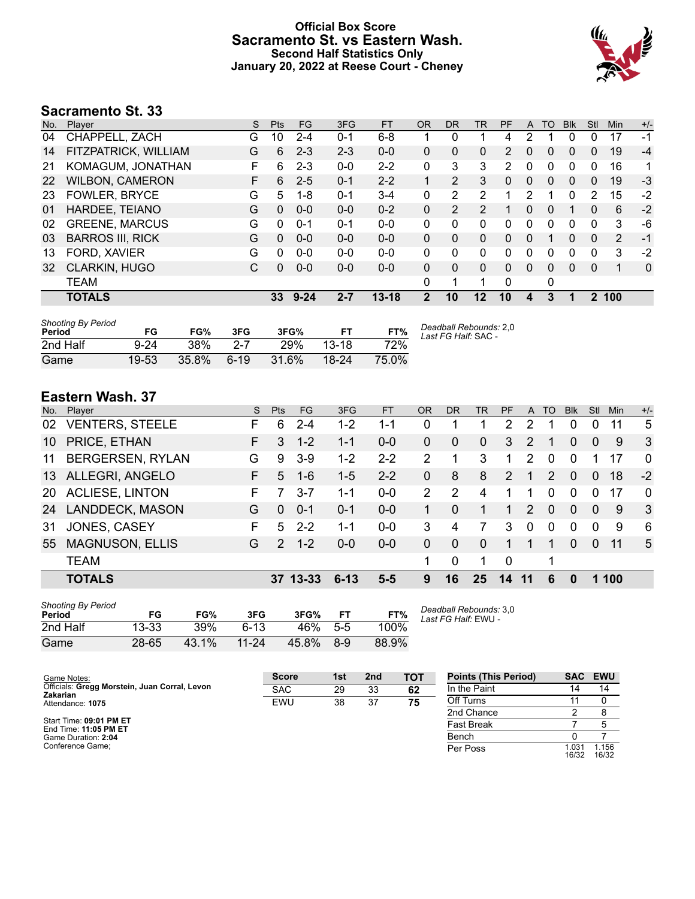# Official Box Score
## Sacramento St. vs Eastern Wash.
### Second Half Statistics Only
### January 20, 2022 at Reese Court - Cheney

## Sacramento St. 33

| No. | Player | S | Pts | FG | 3FG | FT | OR | DR | TR | PF | A | TO | Blk | Stl | Min | +/- |
|---|---|---|---|---|---|---|---|---|---|---|---|---|---|---|---|---|
| 04 | CHAPPELL, ZACH | G | 10 | 2-4 | 0-1 | 6-8 | 1 | 0 | 1 | 4 | 2 | 1 | 0 | 0 | 17 | -1 |
| 14 | FITZPATRICK, WILLIAM | G | 6 | 2-3 | 2-3 | 0-0 | 0 | 0 | 0 | 2 | 0 | 0 | 0 | 0 | 19 | -4 |
| 21 | KOMAGUM, JONATHAN | F | 6 | 2-3 | 0-0 | 2-2 | 0 | 3 | 3 | 2 | 0 | 0 | 0 | 0 | 16 | 1 |
| 22 | WILBON, CAMERON | F | 6 | 2-5 | 0-1 | 2-2 | 1 | 2 | 3 | 0 | 0 | 0 | 0 | 0 | 19 | -3 |
| 23 | FOWLER, BRYCE | G | 5 | 1-8 | 0-1 | 3-4 | 0 | 2 | 2 | 1 | 2 | 1 | 0 | 2 | 15 | -2 |
| 01 | HARDEE, TEIANO | G | 0 | 0-0 | 0-0 | 0-2 | 0 | 2 | 2 | 1 | 0 | 0 | 1 | 0 | 6 | -2 |
| 02 | GREENE, MARCUS | G | 0 | 0-1 | 0-1 | 0-0 | 0 | 0 | 0 | 0 | 0 | 0 | 0 | 0 | 3 | -6 |
| 03 | BARROS III, RICK | G | 0 | 0-0 | 0-0 | 0-0 | 0 | 0 | 0 | 0 | 0 | 1 | 0 | 0 | 2 | -1 |
| 13 | FORD, XAVIER | G | 0 | 0-0 | 0-0 | 0-0 | 0 | 0 | 0 | 0 | 0 | 0 | 0 | 0 | 3 | -2 |
| 32 | CLARKIN, HUGO | C | 0 | 0-0 | 0-0 | 0-0 | 0 | 0 | 0 | 0 | 0 | 0 | 0 | 0 | 1 | 0 |
| | TEAM | | | | | | 0 | 1 | 1 | 0 | | 0 | | | | |
| | **TOTALS** | | **33** | **9-24** | **2-7** | **13-18** | **2** | **10** | **12** | **10** | **4** | **3** | **1** | **2** | **100** | |

*Shooting By Period*

| Period | FG | FG% | 3FG | 3FG% | FT | FT% |
|---|---|---|---|---|---|---|
| 2nd Half | 9-24 | 38% | 2-7 | 29% | 13-18 | 72% |
| Game | 19-53 | 35.8% | 6-19 | 31.6% | 18-24 | 75.0% |

*Deadball Rebounds:* 2,0
*Last FG Half:* SAC -

## Eastern Wash. 37

| No. | Player | S | Pts | FG | 3FG | FT | OR | DR | TR | PF | A | TO | Blk | Stl | Min | +/- |
|---|---|---|---|---|---|---|---|---|---|---|---|---|---|---|---|---|
| 02 | VENTERS, STEELE | F | 6 | 2-4 | 1-2 | 1-1 | 0 | 1 | 1 | 2 | 2 | 1 | 0 | 0 | 11 | 5 |
| 10 | PRICE, ETHAN | F | 3 | 1-2 | 1-1 | 0-0 | 0 | 0 | 0 | 3 | 2 | 1 | 0 | 0 | 9 | 3 |
| 11 | BERGERSEN, RYLAN | G | 9 | 3-9 | 1-2 | 2-2 | 2 | 1 | 3 | 1 | 2 | 0 | 0 | 1 | 17 | 0 |
| 13 | ALLEGRI, ANGELO | F | 5 | 1-6 | 1-5 | 2-2 | 0 | 8 | 8 | 2 | 1 | 2 | 0 | 0 | 18 | -2 |
| 20 | ACLIESE, LINTON | F | 7 | 3-7 | 1-1 | 0-0 | 2 | 2 | 4 | 1 | 1 | 0 | 0 | 0 | 17 | 0 |
| 24 | LANDDECK, MASON | G | 0 | 0-1 | 0-1 | 0-0 | 1 | 0 | 1 | 1 | 2 | 0 | 0 | 0 | 9 | 3 |
| 31 | JONES, CASEY | F | 5 | 2-2 | 1-1 | 0-0 | 3 | 4 | 7 | 3 | 0 | 0 | 0 | 0 | 9 | 6 |
| 55 | MAGNUSON, ELLIS | G | 2 | 1-2 | 0-0 | 0-0 | 0 | 0 | 0 | 1 | 1 | 1 | 0 | 0 | 11 | 5 |
| | TEAM | | | | | | 1 | 0 | 1 | 0 | | 1 | | | | |
| | **TOTALS** | | **37** | **13-33** | **6-13** | **5-5** | **9** | **16** | **25** | **14** | **11** | **6** | **0** | **1** | **100** | |

*Shooting By Period*

| Period | FG | FG% | 3FG | 3FG% | FT | FT% |
|---|---|---|---|---|---|---|
| 2nd Half | 13-33 | 39% | 6-13 | 46% | 5-5 | 100% |
| Game | 28-65 | 43.1% | 11-24 | 45.8% | 8-9 | 88.9% |

*Deadball Rebounds:* 3,0
*Last FG Half:* EWU -

Game Notes:
Officials: **Gregg Morstein, Juan Corral, Levon Zakarian**
Attendance: **1075**

Start Time: **09:01 PM ET**
End Time: **11:05 PM ET**
Game Duration: **2:04**
Conference Game;

| Score | 1st | 2nd | TOT |
|---|---|---|---|
| SAC | 29 | 33 | **62** |
| EWU | 38 | 37 | **75** |

| Points (This Period) | SAC | EWU |
|---|---|---|
| In the Paint | 14 | 14 |
| Off Turns | 11 | 0 |
| 2nd Chance | 2 | 8 |
| Fast Break | 7 | 5 |
| Bench | 0 | 7 |
| Per Poss | 1.031 16/32 | 1.156 16/32 |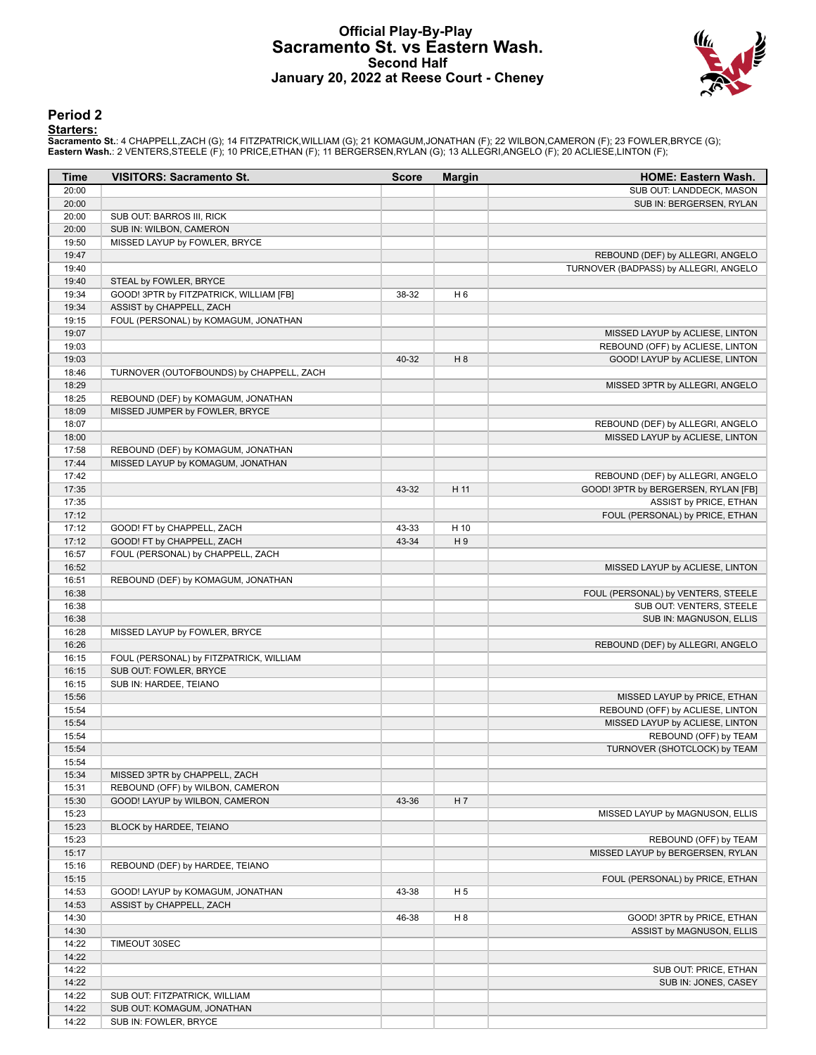# Official Play-By-Play
# Sacramento St. vs Eastern Wash.
## Second Half
### January 20, 2022 at Reese Court - Cheney

## Period 2

**Starters:**

**Sacramento St.**: 4 CHAPPELL,ZACH (G); 14 FITZPATRICK,WILLIAM (G); 21 KOMAGUM,JONATHAN (F); 22 WILBON,CAMERON (F); 23 FOWLER,BRYCE (G);
**Eastern Wash.**: 2 VENTERS,STEELE (F); 10 PRICE,ETHAN (F); 11 BERGERSEN,RYLAN (G); 13 ALLEGRI,ANGELO (F); 20 ACLIESE,LINTON (F);

| Time | VISITORS: Sacramento St. | Score | Margin | HOME: Eastern Wash. |
|---|---|---|---|---|
| 20:00 | | | | SUB OUT: LANDDECK, MASON |
| 20:00 | | | | SUB IN: BERGERSEN, RYLAN |
| 20:00 | SUB OUT: BARROS III, RICK | | | |
| 20:00 | SUB IN: WILBON, CAMERON | | | |
| 19:50 | MISSED LAYUP by FOWLER, BRYCE | | | |
| 19:47 | | | | REBOUND (DEF) by ALLEGRI, ANGELO |
| 19:40 | | | | TURNOVER (BADPASS) by ALLEGRI, ANGELO |
| 19:40 | STEAL by FOWLER, BRYCE | | | |
| 19:34 | GOOD! 3PTR by FITZPATRICK, WILLIAM [FB] | 38-32 | H 6 | |
| 19:34 | ASSIST by CHAPPELL, ZACH | | | |
| 19:15 | FOUL (PERSONAL) by KOMAGUM, JONATHAN | | | |
| 19:07 | | | | MISSED LAYUP by ACLIESE, LINTON |
| 19:03 | | | | REBOUND (OFF) by ACLIESE, LINTON |
| 19:03 | | 40-32 | H 8 | GOOD! LAYUP by ACLIESE, LINTON |
| 18:46 | TURNOVER (OUTOFBOUNDS) by CHAPPELL, ZACH | | | |
| 18:29 | | | | MISSED 3PTR by ALLEGRI, ANGELO |
| 18:25 | REBOUND (DEF) by KOMAGUM, JONATHAN | | | |
| 18:09 | MISSED JUMPER by FOWLER, BRYCE | | | |
| 18:07 | | | | REBOUND (DEF) by ALLEGRI, ANGELO |
| 18:00 | | | | MISSED LAYUP by ACLIESE, LINTON |
| 17:58 | REBOUND (DEF) by KOMAGUM, JONATHAN | | | |
| 17:44 | MISSED LAYUP by KOMAGUM, JONATHAN | | | |
| 17:42 | | | | REBOUND (DEF) by ALLEGRI, ANGELO |
| 17:35 | | 43-32 | H 11 | GOOD! 3PTR by BERGERSEN, RYLAN [FB] |
| 17:35 | | | | ASSIST by PRICE, ETHAN |
| 17:12 | | | | FOUL (PERSONAL) by PRICE, ETHAN |
| 17:12 | GOOD! FT by CHAPPELL, ZACH | 43-33 | H 10 | |
| 17:12 | GOOD! FT by CHAPPELL, ZACH | 43-34 | H 9 | |
| 16:57 | FOUL (PERSONAL) by CHAPPELL, ZACH | | | |
| 16:52 | | | | MISSED LAYUP by ACLIESE, LINTON |
| 16:51 | REBOUND (DEF) by KOMAGUM, JONATHAN | | | |
| 16:38 | | | | FOUL (PERSONAL) by VENTERS, STEELE |
| 16:38 | | | | SUB OUT: VENTERS, STEELE |
| 16:38 | | | | SUB IN: MAGNUSON, ELLIS |
| 16:28 | MISSED LAYUP by FOWLER, BRYCE | | | |
| 16:26 | | | | REBOUND (DEF) by ALLEGRI, ANGELO |
| 16:15 | FOUL (PERSONAL) by FITZPATRICK, WILLIAM | | | |
| 16:15 | SUB OUT: FOWLER, BRYCE | | | |
| 16:15 | SUB IN: HARDEE, TEIANO | | | |
| 15:56 | | | | MISSED LAYUP by PRICE, ETHAN |
| 15:54 | | | | REBOUND (OFF) by ACLIESE, LINTON |
| 15:54 | | | | MISSED LAYUP by ACLIESE, LINTON |
| 15:54 | | | | REBOUND (OFF) by TEAM |
| 15:54 | | | | TURNOVER (SHOTCLOCK) by TEAM |
| 15:54 | | | | |
| 15:34 | MISSED 3PTR by CHAPPELL, ZACH | | | |
| 15:31 | REBOUND (OFF) by WILBON, CAMERON | | | |
| 15:30 | GOOD! LAYUP by WILBON, CAMERON | 43-36 | H 7 | |
| 15:23 | | | | MISSED LAYUP by MAGNUSON, ELLIS |
| 15:23 | BLOCK by HARDEE, TEIANO | | | |
| 15:23 | | | | REBOUND (OFF) by TEAM |
| 15:17 | | | | MISSED LAYUP by BERGERSEN, RYLAN |
| 15:16 | REBOUND (DEF) by HARDEE, TEIANO | | | |
| 15:15 | | | | FOUL (PERSONAL) by PRICE, ETHAN |
| 14:53 | GOOD! LAYUP by KOMAGUM, JONATHAN | 43-38 | H 5 | |
| 14:53 | ASSIST by CHAPPELL, ZACH | | | |
| 14:30 | | 46-38 | H 8 | GOOD! 3PTR by PRICE, ETHAN |
| 14:30 | | | | ASSIST by MAGNUSON, ELLIS |
| 14:22 | TIMEOUT 30SEC | | | |
| 14:22 | | | | |
| 14:22 | | | | SUB OUT: PRICE, ETHAN |
| 14:22 | | | | SUB IN: JONES, CASEY |
| 14:22 | SUB OUT: FITZPATRICK, WILLIAM | | | |
| 14:22 | SUB OUT: KOMAGUM, JONATHAN | | | |
| 14:22 | SUB IN: FOWLER, BRYCE | | | |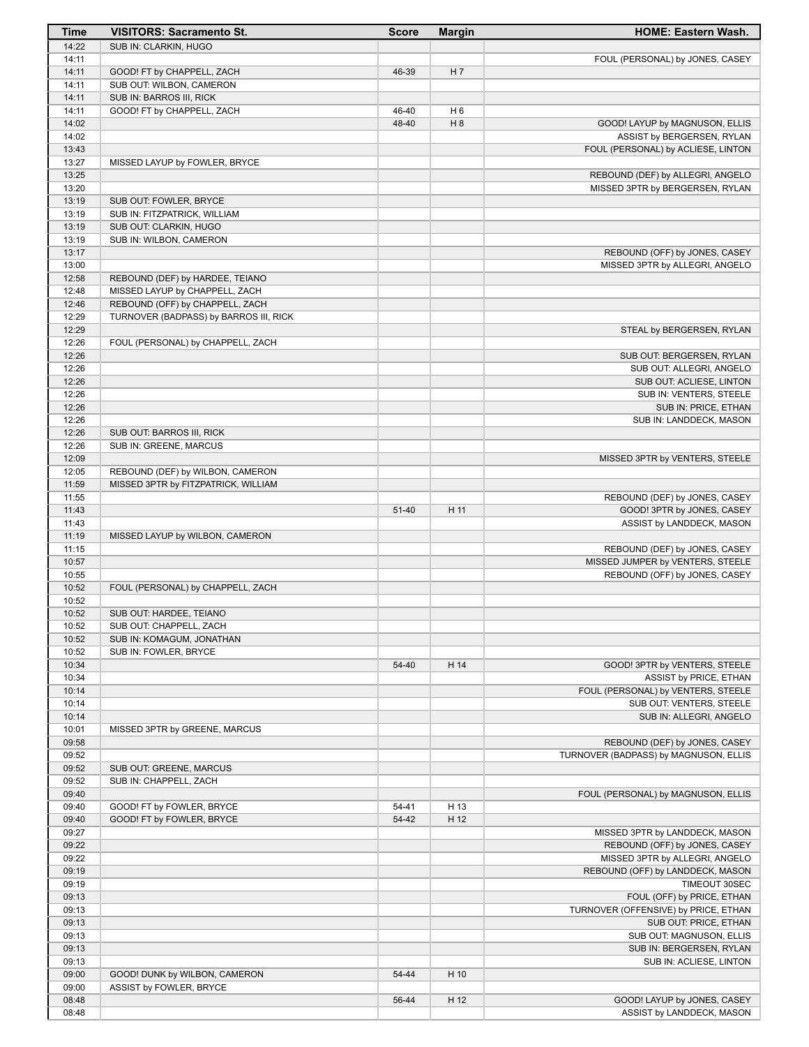| Time | VISITORS: Sacramento St. | Score | Margin | HOME: Eastern Wash. |
|---|---|---|---|---|
| 14:22 | SUB IN: CLARKIN, HUGO | | | |
| 14:11 | | | | FOUL (PERSONAL) by JONES, CASEY |
| 14:11 | GOOD! FT by CHAPPELL, ZACH | 46-39 | H 7 | |
| 14:11 | SUB OUT: WILBON, CAMERON | | | |
| 14:11 | SUB IN: BARROS III, RICK | | | |
| 14:11 | GOOD! FT by CHAPPELL, ZACH | 46-40 | H 6 | |
| 14:02 | | 48-40 | H 8 | GOOD! LAYUP by MAGNUSON, ELLIS |
| 14:02 | | | | ASSIST by BERGERSEN, RYLAN |
| 13:43 | | | | FOUL (PERSONAL) by ACLIESE, LINTON |
| 13:27 | MISSED LAYUP by FOWLER, BRYCE | | | |
| 13:25 | | | | REBOUND (DEF) by ALLEGRI, ANGELO |
| 13:20 | | | | MISSED 3PTR by BERGERSEN, RYLAN |
| 13:19 | SUB OUT: FOWLER, BRYCE | | | |
| 13:19 | SUB IN: FITZPATRICK, WILLIAM | | | |
| 13:19 | SUB OUT: CLARKIN, HUGO | | | |
| 13:19 | SUB IN: WILBON, CAMERON | | | |
| 13:17 | | | | REBOUND (OFF) by JONES, CASEY |
| 13:00 | | | | MISSED 3PTR by ALLEGRI, ANGELO |
| 12:58 | REBOUND (DEF) by HARDEE, TEIANO | | | |
| 12:48 | MISSED LAYUP by CHAPPELL, ZACH | | | |
| 12:46 | REBOUND (OFF) by CHAPPELL, ZACH | | | |
| 12:29 | TURNOVER (BADPASS) by BARROS III, RICK | | | |
| 12:29 | | | | STEAL by BERGERSEN, RYLAN |
| 12:26 | FOUL (PERSONAL) by CHAPPELL, ZACH | | | |
| 12:26 | | | | SUB OUT: BERGERSEN, RYLAN |
| 12:26 | | | | SUB OUT: ALLEGRI, ANGELO |
| 12:26 | | | | SUB OUT: ACLIESE, LINTON |
| 12:26 | | | | SUB IN: VENTERS, STEELE |
| 12:26 | | | | SUB IN: PRICE, ETHAN |
| 12:26 | | | | SUB IN: LANDDECK, MASON |
| 12:26 | SUB OUT: BARROS III, RICK | | | |
| 12:26 | SUB IN: GREENE, MARCUS | | | |
| 12:09 | | | | MISSED 3PTR by VENTERS, STEELE |
| 12:05 | REBOUND (DEF) by WILBON, CAMERON | | | |
| 11:59 | MISSED 3PTR by FITZPATRICK, WILLIAM | | | |
| 11:55 | | | | REBOUND (DEF) by JONES, CASEY |
| 11:43 | | 51-40 | H 11 | GOOD! 3PTR by JONES, CASEY |
| 11:43 | | | | ASSIST by LANDDECK, MASON |
| 11:19 | MISSED LAYUP by WILBON, CAMERON | | | |
| 11:15 | | | | REBOUND (DEF) by JONES, CASEY |
| 10:57 | | | | MISSED JUMPER by VENTERS, STEELE |
| 10:55 | | | | REBOUND (OFF) by JONES, CASEY |
| 10:52 | FOUL (PERSONAL) by CHAPPELL, ZACH | | | |
| 10:52 | | | | |
| 10:52 | SUB OUT: HARDEE, TEIANO | | | |
| 10:52 | SUB OUT: CHAPPELL, ZACH | | | |
| 10:52 | SUB IN: KOMAGUM, JONATHAN | | | |
| 10:52 | SUB IN: FOWLER, BRYCE | | | |
| 10:34 | | 54-40 | H 14 | GOOD! 3PTR by VENTERS, STEELE |
| 10:34 | | | | ASSIST by PRICE, ETHAN |
| 10:14 | | | | FOUL (PERSONAL) by VENTERS, STEELE |
| 10:14 | | | | SUB OUT: VENTERS, STEELE |
| 10:14 | | | | SUB IN: ALLEGRI, ANGELO |
| 10:01 | MISSED 3PTR by GREENE, MARCUS | | | |
| 09:58 | | | | REBOUND (DEF) by JONES, CASEY |
| 09:52 | | | | TURNOVER (BADPASS) by MAGNUSON, ELLIS |
| 09:52 | SUB OUT: GREENE, MARCUS | | | |
| 09:52 | SUB IN: CHAPPELL, ZACH | | | |
| 09:40 | | | | FOUL (PERSONAL) by MAGNUSON, ELLIS |
| 09:40 | GOOD! FT by FOWLER, BRYCE | 54-41 | H 13 | |
| 09:40 | GOOD! FT by FOWLER, BRYCE | 54-42 | H 12 | |
| 09:27 | | | | MISSED 3PTR by LANDDECK, MASON |
| 09:22 | | | | REBOUND (OFF) by JONES, CASEY |
| 09:22 | | | | MISSED 3PTR by ALLEGRI, ANGELO |
| 09:19 | | | | REBOUND (OFF) by LANDDECK, MASON |
| 09:19 | | | | TIMEOUT 30SEC |
| 09:13 | | | | FOUL (OFF) by PRICE, ETHAN |
| 09:13 | | | | TURNOVER (OFFENSIVE) by PRICE, ETHAN |
| 09:13 | | | | SUB OUT: PRICE, ETHAN |
| 09:13 | | | | SUB OUT: MAGNUSON, ELLIS |
| 09:13 | | | | SUB IN: BERGERSEN, RYLAN |
| 09:13 | | | | SUB IN: ACLIESE, LINTON |
| 09:00 | GOOD! DUNK by WILBON, CAMERON | 54-44 | H 10 | |
| 09:00 | ASSIST by FOWLER, BRYCE | | | |
| 08:48 | | 56-44 | H 12 | GOOD! LAYUP by JONES, CASEY |
| 08:48 | | | | ASSIST by LANDDECK, MASON |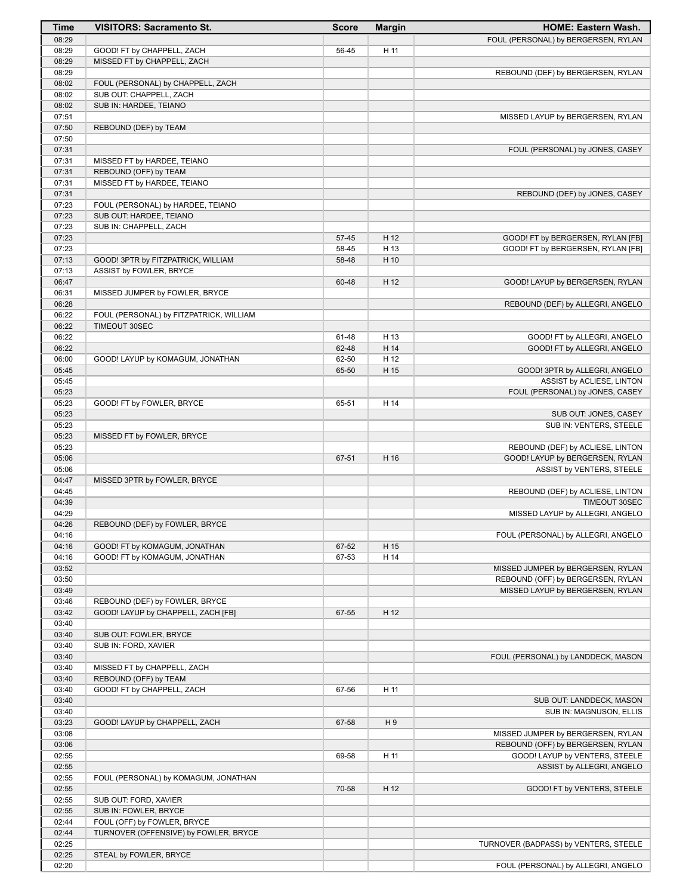| Time | VISITORS: Sacramento St. | Score | Margin | HOME: Eastern Wash. |
| --- | --- | --- | --- | --- |
| 08:29 | | | | FOUL (PERSONAL) by BERGERSEN, RYLAN |
| 08:29 | GOOD! FT by CHAPPELL, ZACH | 56-45 | H 11 | |
| 08:29 | MISSED FT by CHAPPELL, ZACH | | | |
| 08:29 | | | | REBOUND (DEF) by BERGERSEN, RYLAN |
| 08:02 | FOUL (PERSONAL) by CHAPPELL, ZACH | | | |
| 08:02 | SUB OUT: CHAPPELL, ZACH | | | |
| 08:02 | SUB IN: HARDEE, TEIANO | | | |
| 07:51 | | | | MISSED LAYUP by BERGERSEN, RYLAN |
| 07:50 | REBOUND (DEF) by TEAM | | | |
| 07:50 | | | | |
| 07:31 | | | | FOUL (PERSONAL) by JONES, CASEY |
| 07:31 | MISSED FT by HARDEE, TEIANO | | | |
| 07:31 | REBOUND (OFF) by TEAM | | | |
| 07:31 | MISSED FT by HARDEE, TEIANO | | | |
| 07:31 | | | | REBOUND (DEF) by JONES, CASEY |
| 07:23 | FOUL (PERSONAL) by HARDEE, TEIANO | | | |
| 07:23 | SUB OUT: HARDEE, TEIANO | | | |
| 07:23 | SUB IN: CHAPPELL, ZACH | | | |
| 07:23 | | 57-45 | H 12 | GOOD! FT by BERGERSEN, RYLAN [FB] |
| 07:23 | | 58-45 | H 13 | GOOD! FT by BERGERSEN, RYLAN [FB] |
| 07:13 | GOOD! 3PTR by FITZPATRICK, WILLIAM | 58-48 | H 10 | |
| 07:13 | ASSIST by FOWLER, BRYCE | | | |
| 06:47 | | 60-48 | H 12 | GOOD! LAYUP by BERGERSEN, RYLAN |
| 06:31 | MISSED JUMPER by FOWLER, BRYCE | | | |
| 06:28 | | | | REBOUND (DEF) by ALLEGRI, ANGELO |
| 06:22 | FOUL (PERSONAL) by FITZPATRICK, WILLIAM | | | |
| 06:22 | TIMEOUT 30SEC | | | |
| 06:22 | | 61-48 | H 13 | GOOD! FT by ALLEGRI, ANGELO |
| 06:22 | | 62-48 | H 14 | GOOD! FT by ALLEGRI, ANGELO |
| 06:00 | GOOD! LAYUP by KOMAGUM, JONATHAN | 62-50 | H 12 | |
| 05:45 | | 65-50 | H 15 | GOOD! 3PTR by ALLEGRI, ANGELO |
| 05:45 | | | | ASSIST by ACLIESE, LINTON |
| 05:23 | | | | FOUL (PERSONAL) by JONES, CASEY |
| 05:23 | GOOD! FT by FOWLER, BRYCE | 65-51 | H 14 | |
| 05:23 | | | | SUB OUT: JONES, CASEY |
| 05:23 | | | | SUB IN: VENTERS, STEELE |
| 05:23 | MISSED FT by FOWLER, BRYCE | | | |
| 05:23 | | | | REBOUND (DEF) by ACLIESE, LINTON |
| 05:06 | | 67-51 | H 16 | GOOD! LAYUP by BERGERSEN, RYLAN |
| 05:06 | | | | ASSIST by VENTERS, STEELE |
| 04:47 | MISSED 3PTR by FOWLER, BRYCE | | | |
| 04:45 | | | | REBOUND (DEF) by ACLIESE, LINTON |
| 04:39 | | | | TIMEOUT 30SEC |
| 04:29 | | | | MISSED LAYUP by ALLEGRI, ANGELO |
| 04:26 | REBOUND (DEF) by FOWLER, BRYCE | | | |
| 04:16 | | | | FOUL (PERSONAL) by ALLEGRI, ANGELO |
| 04:16 | GOOD! FT by KOMAGUM, JONATHAN | 67-52 | H 15 | |
| 04:16 | GOOD! FT by KOMAGUM, JONATHAN | 67-53 | H 14 | |
| 03:52 | | | | MISSED JUMPER by BERGERSEN, RYLAN |
| 03:50 | | | | REBOUND (OFF) by BERGERSEN, RYLAN |
| 03:49 | | | | MISSED LAYUP by BERGERSEN, RYLAN |
| 03:46 | REBOUND (DEF) by FOWLER, BRYCE | | | |
| 03:42 | GOOD! LAYUP by CHAPPELL, ZACH [FB] | 67-55 | H 12 | |
| 03:40 | | | | |
| 03:40 | SUB OUT: FOWLER, BRYCE | | | |
| 03:40 | SUB IN: FORD, XAVIER | | | |
| 03:40 | | | | FOUL (PERSONAL) by LANDDECK, MASON |
| 03:40 | MISSED FT by CHAPPELL, ZACH | | | |
| 03:40 | REBOUND (OFF) by TEAM | | | |
| 03:40 | GOOD! FT by CHAPPELL, ZACH | 67-56 | H 11 | |
| 03:40 | | | | SUB OUT: LANDDECK, MASON |
| 03:40 | | | | SUB IN: MAGNUSON, ELLIS |
| 03:23 | GOOD! LAYUP by CHAPPELL, ZACH | 67-58 | H 9 | |
| 03:08 | | | | MISSED JUMPER by BERGERSEN, RYLAN |
| 03:06 | | | | REBOUND (OFF) by BERGERSEN, RYLAN |
| 02:55 | | 69-58 | H 11 | GOOD! LAYUP by VENTERS, STEELE |
| 02:55 | | | | ASSIST by ALLEGRI, ANGELO |
| 02:55 | FOUL (PERSONAL) by KOMAGUM, JONATHAN | | | |
| 02:55 | | 70-58 | H 12 | GOOD! FT by VENTERS, STEELE |
| 02:55 | SUB OUT: FORD, XAVIER | | | |
| 02:55 | SUB IN: FOWLER, BRYCE | | | |
| 02:44 | FOUL (OFF) by FOWLER, BRYCE | | | |
| 02:44 | TURNOVER (OFFENSIVE) by FOWLER, BRYCE | | | |
| 02:25 | | | | TURNOVER (BADPASS) by VENTERS, STEELE |
| 02:25 | STEAL by FOWLER, BRYCE | | | |
| 02:20 | | | | FOUL (PERSONAL) by ALLEGRI, ANGELO |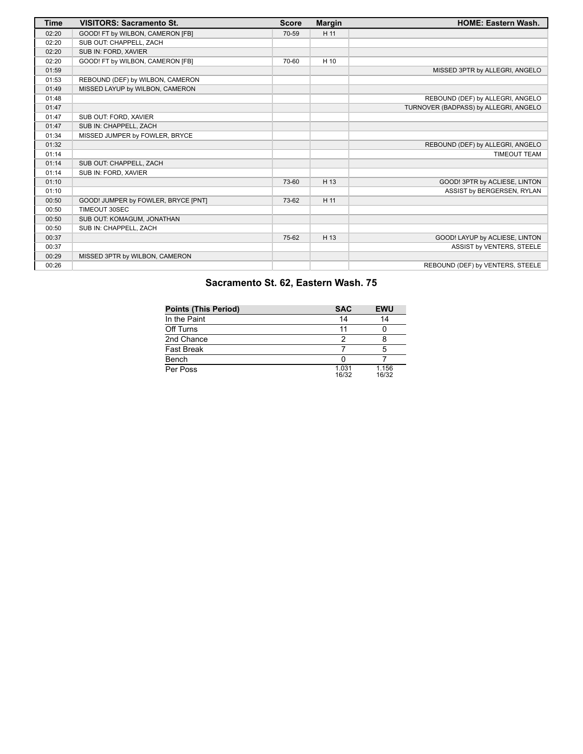| Time | VISITORS: Sacramento St. | Score | Margin | HOME: Eastern Wash. |
|---|---|---|---|---|
| 02:20 | GOOD! FT by WILBON, CAMERON [FB] | 70-59 | H 11 | |
| 02:20 | SUB OUT: CHAPPELL, ZACH | | | |
| 02:20 | SUB IN: FORD, XAVIER | | | |
| 02:20 | GOOD! FT by WILBON, CAMERON [FB] | 70-60 | H 10 | |
| 01:59 | | | | MISSED 3PTR by ALLEGRI, ANGELO |
| 01:53 | REBOUND (DEF) by WILBON, CAMERON | | | |
| 01:49 | MISSED LAYUP by WILBON, CAMERON | | | |
| 01:48 | | | | REBOUND (DEF) by ALLEGRI, ANGELO |
| 01:47 | | | | TURNOVER (BADPASS) by ALLEGRI, ANGELO |
| 01:47 | SUB OUT: FORD, XAVIER | | | |
| 01:47 | SUB IN: CHAPPELL, ZACH | | | |
| 01:34 | MISSED JUMPER by FOWLER, BRYCE | | | |
| 01:32 | | | | REBOUND (DEF) by ALLEGRI, ANGELO |
| 01:14 | | | | TIMEOUT TEAM |
| 01:14 | SUB OUT: CHAPPELL, ZACH | | | |
| 01:14 | SUB IN: FORD, XAVIER | | | |
| 01:10 | | 73-60 | H 13 | GOOD! 3PTR by ACLIESE, LINTON |
| 01:10 | | | | ASSIST by BERGERSEN, RYLAN |
| 00:50 | GOOD! JUMPER by FOWLER, BRYCE [PNT] | 73-62 | H 11 | |
| 00:50 | TIMEOUT 30SEC | | | |
| 00:50 | SUB OUT: KOMAGUM, JONATHAN | | | |
| 00:50 | SUB IN: CHAPPELL, ZACH | | | |
| 00:37 | | 75-62 | H 13 | GOOD! LAYUP by ACLIESE, LINTON |
| 00:37 | | | | ASSIST by VENTERS, STEELE |
| 00:29 | MISSED 3PTR by WILBON, CAMERON | | | |
| 00:26 | | | | REBOUND (DEF) by VENTERS, STEELE |

## Sacramento St. 62, Eastern Wash. 75

| Points (This Period) | SAC | EWU |
|---|---|---|
| In the Paint | 14 | 14 |
| Off Turns | 11 | 0 |
| 2nd Chance | 2 | 8 |
| Fast Break | 7 | 5 |
| Bench | 0 | 7 |
| Per Poss | 1.031 16/32 | 1.156 16/32 |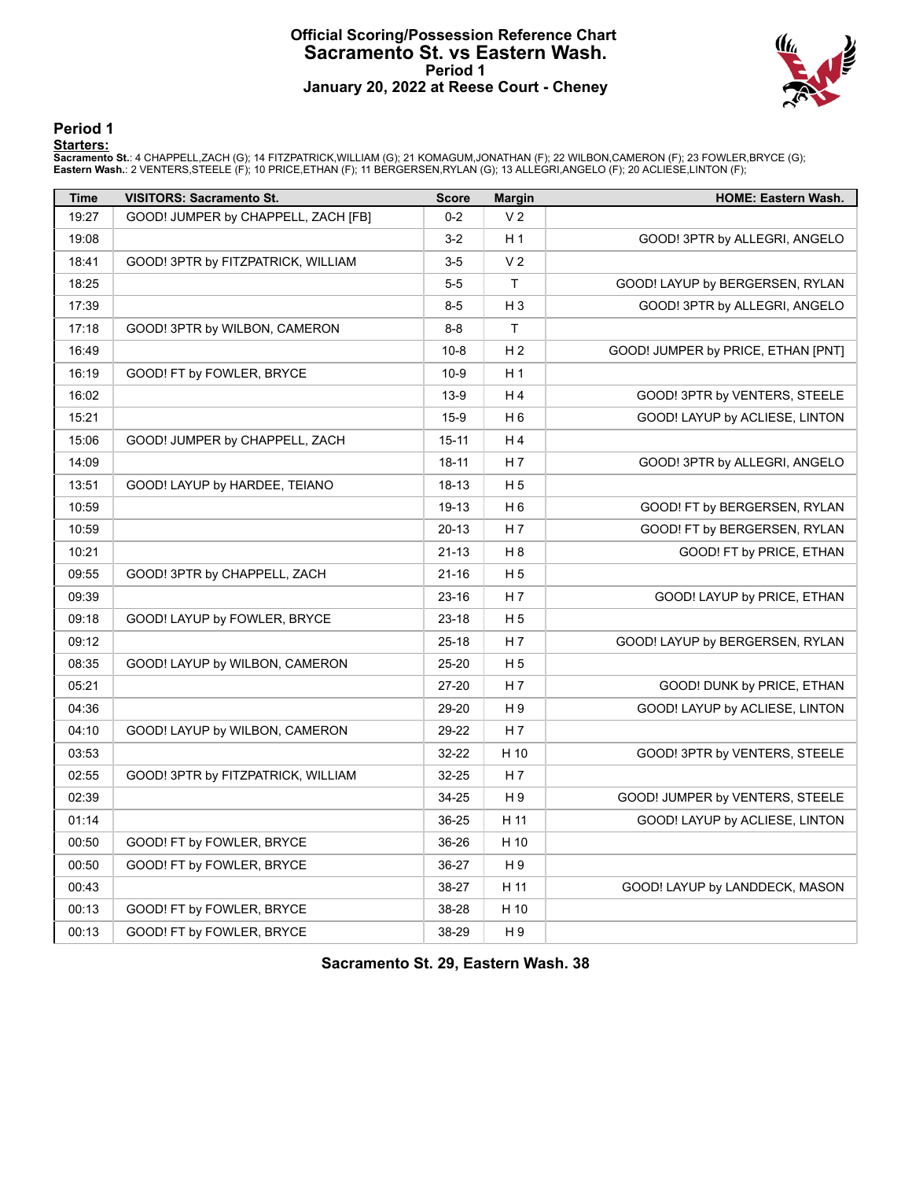# Official Scoring/Possession Reference Chart
## Sacramento St. vs Eastern Wash.
### Period 1
### January 20, 2022 at Reese Court - Cheney

## Period 1

**Starters:**

**Sacramento St.**: 4 CHAPPELL,ZACH (G); 14 FITZPATRICK,WILLIAM (G); 21 KOMAGUM,JONATHAN (F); 22 WILBON,CAMERON (F); 23 FOWLER,BRYCE (G);
**Eastern Wash.**: 2 VENTERS,STEELE (F); 10 PRICE,ETHAN (F); 11 BERGERSEN,RYLAN (G); 13 ALLEGRI,ANGELO (F); 20 ACLIESE,LINTON (F);

| Time | VISITORS: Sacramento St. | Score | Margin | HOME: Eastern Wash. |
|---|---|---|---|---|
| 19:27 | GOOD! JUMPER by CHAPPELL, ZACH [FB] | 0-2 | V 2 | |
| 19:08 | | 3-2 | H 1 | GOOD! 3PTR by ALLEGRI, ANGELO |
| 18:41 | GOOD! 3PTR by FITZPATRICK, WILLIAM | 3-5 | V 2 | |
| 18:25 | | 5-5 | T | GOOD! LAYUP by BERGERSEN, RYLAN |
| 17:39 | | 8-5 | H 3 | GOOD! 3PTR by ALLEGRI, ANGELO |
| 17:18 | GOOD! 3PTR by WILBON, CAMERON | 8-8 | T | |
| 16:49 | | 10-8 | H 2 | GOOD! JUMPER by PRICE, ETHAN [PNT] |
| 16:19 | GOOD! FT by FOWLER, BRYCE | 10-9 | H 1 | |
| 16:02 | | 13-9 | H 4 | GOOD! 3PTR by VENTERS, STEELE |
| 15:21 | | 15-9 | H 6 | GOOD! LAYUP by ACLIESE, LINTON |
| 15:06 | GOOD! JUMPER by CHAPPELL, ZACH | 15-11 | H 4 | |
| 14:09 | | 18-11 | H 7 | GOOD! 3PTR by ALLEGRI, ANGELO |
| 13:51 | GOOD! LAYUP by HARDEE, TEIANO | 18-13 | H 5 | |
| 10:59 | | 19-13 | H 6 | GOOD! FT by BERGERSEN, RYLAN |
| 10:59 | | 20-13 | H 7 | GOOD! FT by BERGERSEN, RYLAN |
| 10:21 | | 21-13 | H 8 | GOOD! FT by PRICE, ETHAN |
| 09:55 | GOOD! 3PTR by CHAPPELL, ZACH | 21-16 | H 5 | |
| 09:39 | | 23-16 | H 7 | GOOD! LAYUP by PRICE, ETHAN |
| 09:18 | GOOD! LAYUP by FOWLER, BRYCE | 23-18 | H 5 | |
| 09:12 | | 25-18 | H 7 | GOOD! LAYUP by BERGERSEN, RYLAN |
| 08:35 | GOOD! LAYUP by WILBON, CAMERON | 25-20 | H 5 | |
| 05:21 | | 27-20 | H 7 | GOOD! DUNK by PRICE, ETHAN |
| 04:36 | | 29-20 | H 9 | GOOD! LAYUP by ACLIESE, LINTON |
| 04:10 | GOOD! LAYUP by WILBON, CAMERON | 29-22 | H 7 | |
| 03:53 | | 32-22 | H 10 | GOOD! 3PTR by VENTERS, STEELE |
| 02:55 | GOOD! 3PTR by FITZPATRICK, WILLIAM | 32-25 | H 7 | |
| 02:39 | | 34-25 | H 9 | GOOD! JUMPER by VENTERS, STEELE |
| 01:14 | | 36-25 | H 11 | GOOD! LAYUP by ACLIESE, LINTON |
| 00:50 | GOOD! FT by FOWLER, BRYCE | 36-26 | H 10 | |
| 00:50 | GOOD! FT by FOWLER, BRYCE | 36-27 | H 9 | |
| 00:43 | | 38-27 | H 11 | GOOD! LAYUP by LANDDECK, MASON |
| 00:13 | GOOD! FT by FOWLER, BRYCE | 38-28 | H 10 | |
| 00:13 | GOOD! FT by FOWLER, BRYCE | 38-29 | H 9 | |

**Sacramento St. 29, Eastern Wash. 38**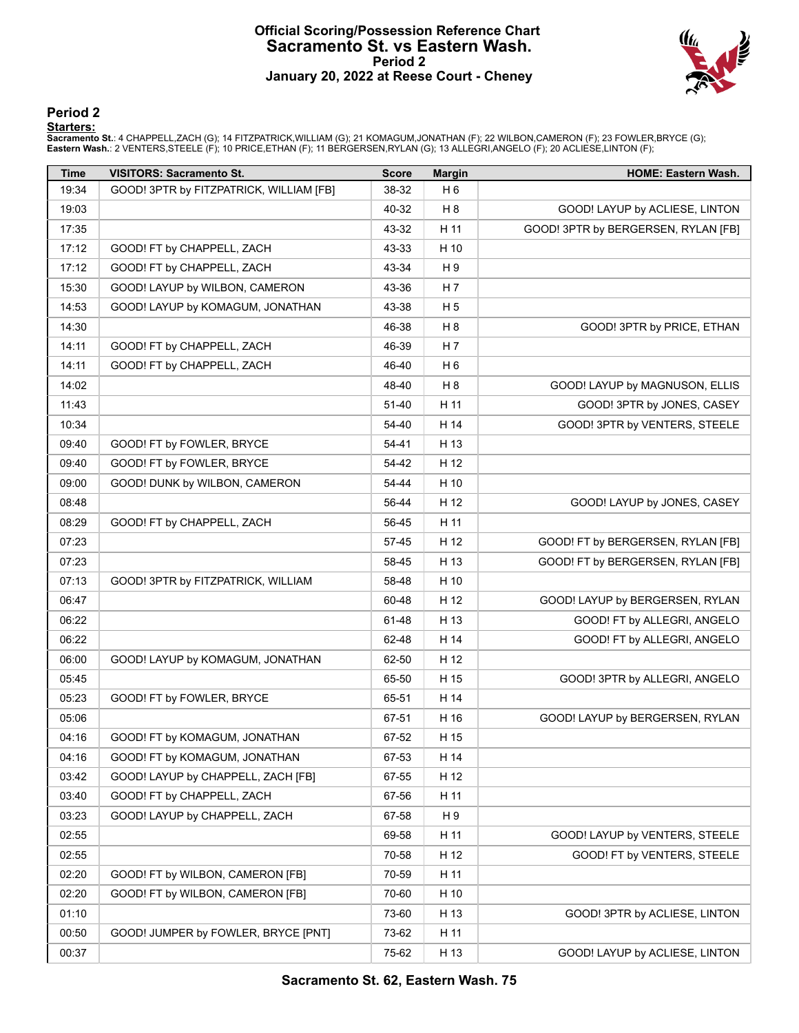# Official Scoring/Possession Reference Chart
## Sacramento St. vs Eastern Wash.
### Period 2
### January 20, 2022 at Reese Court - Cheney

## Period 2

**Starters:**

**Sacramento St.**: 4 CHAPPELL,ZACH (G); 14 FITZPATRICK,WILLIAM (G); 21 KOMAGUM,JONATHAN (F); 22 WILBON,CAMERON (F); 23 FOWLER,BRYCE (G);
**Eastern Wash.**: 2 VENTERS,STEELE (F); 10 PRICE,ETHAN (F); 11 BERGERSEN,RYLAN (G); 13 ALLEGRI,ANGELO (F); 20 ACLIESE,LINTON (F);

| Time | VISITORS: Sacramento St. | Score | Margin | HOME: Eastern Wash. |
|---|---|---|---|---|
| 19:34 | GOOD! 3PTR by FITZPATRICK, WILLIAM [FB] | 38-32 | H 6 | |
| 19:03 | | 40-32 | H 8 | GOOD! LAYUP by ACLIESE, LINTON |
| 17:35 | | 43-32 | H 11 | GOOD! 3PTR by BERGERSEN, RYLAN [FB] |
| 17:12 | GOOD! FT by CHAPPELL, ZACH | 43-33 | H 10 | |
| 17:12 | GOOD! FT by CHAPPELL, ZACH | 43-34 | H 9 | |
| 15:30 | GOOD! LAYUP by WILBON, CAMERON | 43-36 | H 7 | |
| 14:53 | GOOD! LAYUP by KOMAGUM, JONATHAN | 43-38 | H 5 | |
| 14:30 | | 46-38 | H 8 | GOOD! 3PTR by PRICE, ETHAN |
| 14:11 | GOOD! FT by CHAPPELL, ZACH | 46-39 | H 7 | |
| 14:11 | GOOD! FT by CHAPPELL, ZACH | 46-40 | H 6 | |
| 14:02 | | 48-40 | H 8 | GOOD! LAYUP by MAGNUSON, ELLIS |
| 11:43 | | 51-40 | H 11 | GOOD! 3PTR by JONES, CASEY |
| 10:34 | | 54-40 | H 14 | GOOD! 3PTR by VENTERS, STEELE |
| 09:40 | GOOD! FT by FOWLER, BRYCE | 54-41 | H 13 | |
| 09:40 | GOOD! FT by FOWLER, BRYCE | 54-42 | H 12 | |
| 09:00 | GOOD! DUNK by WILBON, CAMERON | 54-44 | H 10 | |
| 08:48 | | 56-44 | H 12 | GOOD! LAYUP by JONES, CASEY |
| 08:29 | GOOD! FT by CHAPPELL, ZACH | 56-45 | H 11 | |
| 07:23 | | 57-45 | H 12 | GOOD! FT by BERGERSEN, RYLAN [FB] |
| 07:23 | | 58-45 | H 13 | GOOD! FT by BERGERSEN, RYLAN [FB] |
| 07:13 | GOOD! 3PTR by FITZPATRICK, WILLIAM | 58-48 | H 10 | |
| 06:47 | | 60-48 | H 12 | GOOD! LAYUP by BERGERSEN, RYLAN |
| 06:22 | | 61-48 | H 13 | GOOD! FT by ALLEGRI, ANGELO |
| 06:22 | | 62-48 | H 14 | GOOD! FT by ALLEGRI, ANGELO |
| 06:00 | GOOD! LAYUP by KOMAGUM, JONATHAN | 62-50 | H 12 | |
| 05:45 | | 65-50 | H 15 | GOOD! 3PTR by ALLEGRI, ANGELO |
| 05:23 | GOOD! FT by FOWLER, BRYCE | 65-51 | H 14 | |
| 05:06 | | 67-51 | H 16 | GOOD! LAYUP by BERGERSEN, RYLAN |
| 04:16 | GOOD! FT by KOMAGUM, JONATHAN | 67-52 | H 15 | |
| 04:16 | GOOD! FT by KOMAGUM, JONATHAN | 67-53 | H 14 | |
| 03:42 | GOOD! LAYUP by CHAPPELL, ZACH [FB] | 67-55 | H 12 | |
| 03:40 | GOOD! FT by CHAPPELL, ZACH | 67-56 | H 11 | |
| 03:23 | GOOD! LAYUP by CHAPPELL, ZACH | 67-58 | H 9 | |
| 02:55 | | 69-58 | H 11 | GOOD! LAYUP by VENTERS, STEELE |
| 02:55 | | 70-58 | H 12 | GOOD! FT by VENTERS, STEELE |
| 02:20 | GOOD! FT by WILBON, CAMERON [FB] | 70-59 | H 11 | |
| 02:20 | GOOD! FT by WILBON, CAMERON [FB] | 70-60 | H 10 | |
| 01:10 | | 73-60 | H 13 | GOOD! 3PTR by ACLIESE, LINTON |
| 00:50 | GOOD! JUMPER by FOWLER, BRYCE [PNT] | 73-62 | H 11 | |
| 00:37 | | 75-62 | H 13 | GOOD! LAYUP by ACLIESE, LINTON |

**Sacramento St. 62, Eastern Wash. 75**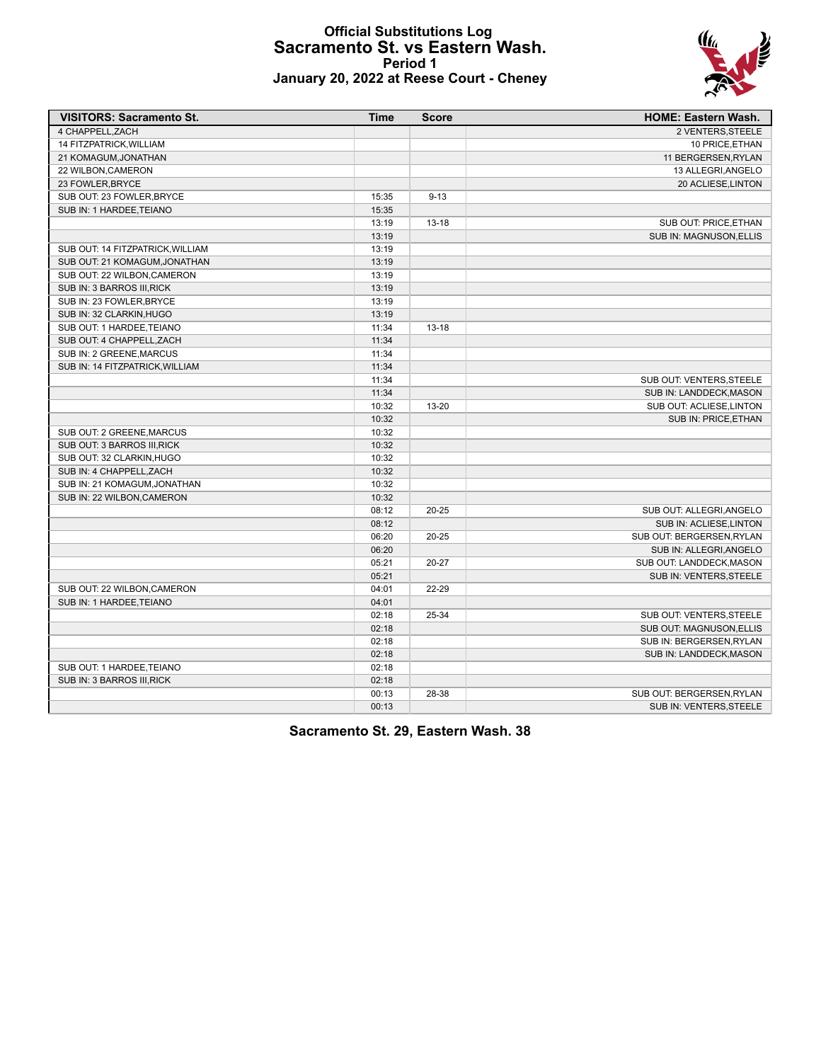# Official Substitutions Log
## Sacramento St. vs Eastern Wash.
### Period 1
### January 20, 2022 at Reese Court - Cheney

| VISITORS: Sacramento St. | Time | Score | HOME: Eastern Wash. |
|---|---|---|---|
| 4 CHAPPELL,ZACH | | | 2 VENTERS,STEELE |
| 14 FITZPATRICK,WILLIAM | | | 10 PRICE,ETHAN |
| 21 KOMAGUM,JONATHAN | | | 11 BERGERSEN,RYLAN |
| 22 WILBON,CAMERON | | | 13 ALLEGRI,ANGELO |
| 23 FOWLER,BRYCE | | | 20 ACLIESE,LINTON |
| SUB OUT: 23 FOWLER,BRYCE | 15:35 | 9-13 | |
| SUB IN: 1 HARDEE,TEIANO | 15:35 | | |
| | 13:19 | 13-18 | SUB OUT: PRICE,ETHAN |
| | 13:19 | | SUB IN: MAGNUSON,ELLIS |
| SUB OUT: 14 FITZPATRICK,WILLIAM | 13:19 | | |
| SUB OUT: 21 KOMAGUM,JONATHAN | 13:19 | | |
| SUB OUT: 22 WILBON,CAMERON | 13:19 | | |
| SUB IN: 3 BARROS III,RICK | 13:19 | | |
| SUB IN: 23 FOWLER,BRYCE | 13:19 | | |
| SUB IN: 32 CLARKIN,HUGO | 13:19 | | |
| SUB OUT: 1 HARDEE,TEIANO | 11:34 | 13-18 | |
| SUB OUT: 4 CHAPPELL,ZACH | 11:34 | | |
| SUB IN: 2 GREENE,MARCUS | 11:34 | | |
| SUB IN: 14 FITZPATRICK,WILLIAM | 11:34 | | |
| | 11:34 | | SUB OUT: VENTERS,STEELE |
| | 11:34 | | SUB IN: LANDDECK,MASON |
| | 10:32 | 13-20 | SUB OUT: ACLIESE,LINTON |
| | 10:32 | | SUB IN: PRICE,ETHAN |
| SUB OUT: 2 GREENE,MARCUS | 10:32 | | |
| SUB OUT: 3 BARROS III,RICK | 10:32 | | |
| SUB OUT: 32 CLARKIN,HUGO | 10:32 | | |
| SUB IN: 4 CHAPPELL,ZACH | 10:32 | | |
| SUB IN: 21 KOMAGUM,JONATHAN | 10:32 | | |
| SUB IN: 22 WILBON,CAMERON | 10:32 | | |
| | 08:12 | 20-25 | SUB OUT: ALLEGRI,ANGELO |
| | 08:12 | | SUB IN: ACLIESE,LINTON |
| | 06:20 | 20-25 | SUB OUT: BERGERSEN,RYLAN |
| | 06:20 | | SUB IN: ALLEGRI,ANGELO |
| | 05:21 | 20-27 | SUB OUT: LANDDECK,MASON |
| | 05:21 | | SUB IN: VENTERS,STEELE |
| SUB OUT: 22 WILBON,CAMERON | 04:01 | 22-29 | |
| SUB IN: 1 HARDEE,TEIANO | 04:01 | | |
| | 02:18 | 25-34 | SUB OUT: VENTERS,STEELE |
| | 02:18 | | SUB OUT: MAGNUSON,ELLIS |
| | 02:18 | | SUB IN: BERGERSEN,RYLAN |
| | 02:18 | | SUB IN: LANDDECK,MASON |
| SUB OUT: 1 HARDEE,TEIANO | 02:18 | | |
| SUB IN: 3 BARROS III,RICK | 02:18 | | |
| | 00:13 | 28-38 | SUB OUT: BERGERSEN,RYLAN |
| | 00:13 | | SUB IN: VENTERS,STEELE |

**Sacramento St. 29, Eastern Wash. 38**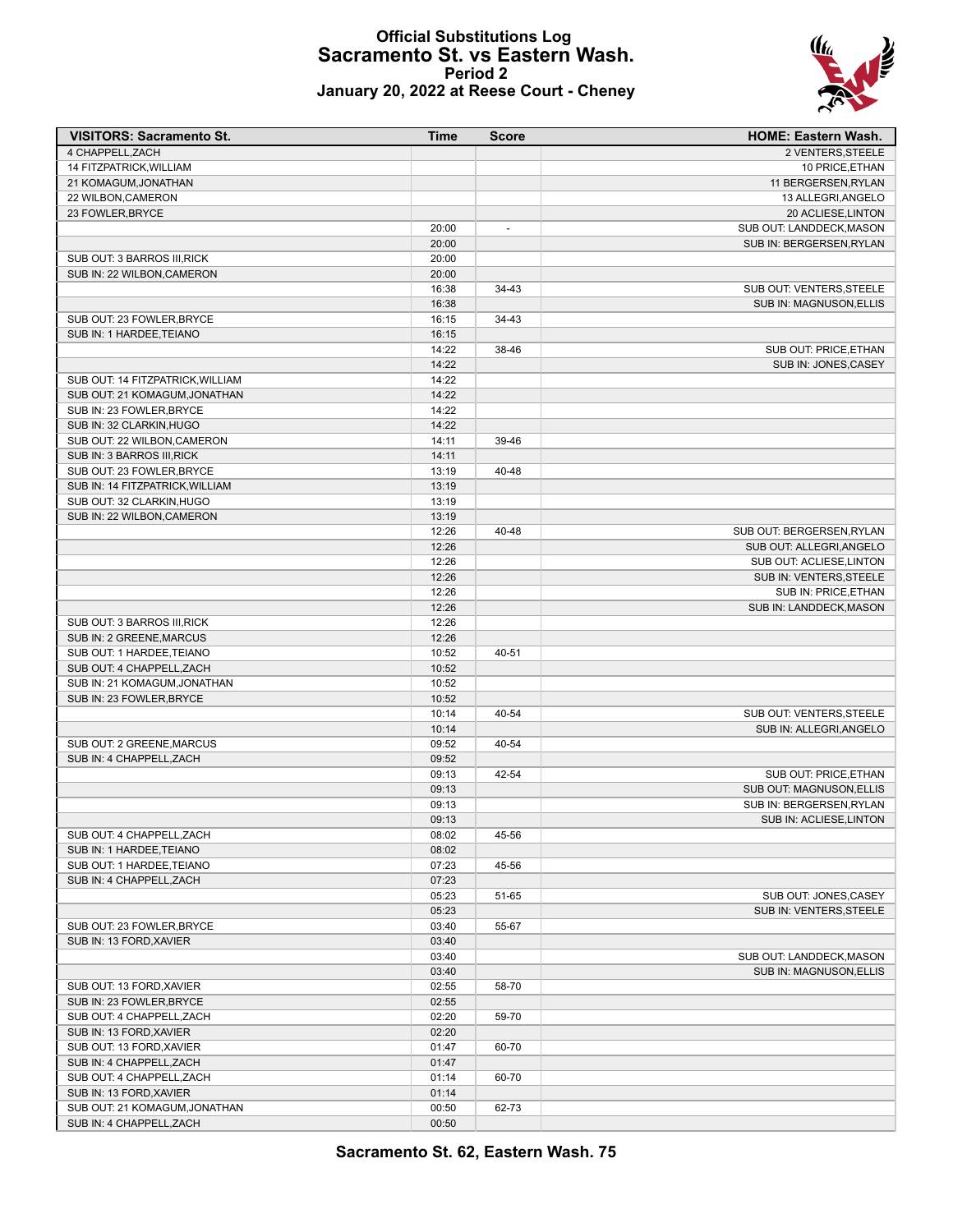# Official Substitutions Log
## Sacramento St. vs Eastern Wash.
### Period 2
### January 20, 2022 at Reese Court - Cheney

| VISITORS: Sacramento St. | Time | Score | HOME: Eastern Wash. |
|---|---|---|---|
| 4 CHAPPELL,ZACH | | | 2 VENTERS,STEELE |
| 14 FITZPATRICK,WILLIAM | | | 10 PRICE,ETHAN |
| 21 KOMAGUM,JONATHAN | | | 11 BERGERSEN,RYLAN |
| 22 WILBON,CAMERON | | | 13 ALLEGRI,ANGELO |
| 23 FOWLER,BRYCE | | | 20 ACLIESE,LINTON |
| | 20:00 | - | SUB OUT: LANDDECK,MASON |
| | 20:00 | | SUB IN: BERGERSEN,RYLAN |
| SUB OUT: 3 BARROS III,RICK | 20:00 | | |
| SUB IN: 22 WILBON,CAMERON | 20:00 | | |
| | 16:38 | 34-43 | SUB OUT: VENTERS,STEELE |
| | 16:38 | | SUB IN: MAGNUSON,ELLIS |
| SUB OUT: 23 FOWLER,BRYCE | 16:15 | 34-43 | |
| SUB IN: 1 HARDEE,TEIANO | 16:15 | | |
| | 14:22 | 38-46 | SUB OUT: PRICE,ETHAN |
| | 14:22 | | SUB IN: JONES,CASEY |
| SUB OUT: 14 FITZPATRICK,WILLIAM | 14:22 | | |
| SUB OUT: 21 KOMAGUM,JONATHAN | 14:22 | | |
| SUB IN: 23 FOWLER,BRYCE | 14:22 | | |
| SUB IN: 32 CLARKIN,HUGO | 14:22 | | |
| SUB OUT: 22 WILBON,CAMERON | 14:11 | 39-46 | |
| SUB IN: 3 BARROS III,RICK | 14:11 | | |
| SUB OUT: 23 FOWLER,BRYCE | 13:19 | 40-48 | |
| SUB IN: 14 FITZPATRICK,WILLIAM | 13:19 | | |
| SUB OUT: 32 CLARKIN,HUGO | 13:19 | | |
| SUB IN: 22 WILBON,CAMERON | 13:19 | | |
| | 12:26 | 40-48 | SUB OUT: BERGERSEN,RYLAN |
| | 12:26 | | SUB OUT: ALLEGRI,ANGELO |
| | 12:26 | | SUB OUT: ACLIESE,LINTON |
| | 12:26 | | SUB IN: VENTERS,STEELE |
| | 12:26 | | SUB IN: PRICE,ETHAN |
| | 12:26 | | SUB IN: LANDDECK,MASON |
| SUB OUT: 3 BARROS III,RICK | 12:26 | | |
| SUB IN: 2 GREENE,MARCUS | 12:26 | | |
| SUB OUT: 1 HARDEE,TEIANO | 10:52 | 40-51 | |
| SUB OUT: 4 CHAPPELL,ZACH | 10:52 | | |
| SUB IN: 21 KOMAGUM,JONATHAN | 10:52 | | |
| SUB IN: 23 FOWLER,BRYCE | 10:52 | | |
| | 10:14 | 40-54 | SUB OUT: VENTERS,STEELE |
| | 10:14 | | SUB IN: ALLEGRI,ANGELO |
| SUB OUT: 2 GREENE,MARCUS | 09:52 | 40-54 | |
| SUB IN: 4 CHAPPELL,ZACH | 09:52 | | |
| | 09:13 | 42-54 | SUB OUT: PRICE,ETHAN |
| | 09:13 | | SUB OUT: MAGNUSON,ELLIS |
| | 09:13 | | SUB IN: BERGERSEN,RYLAN |
| | 09:13 | | SUB IN: ACLIESE,LINTON |
| SUB OUT: 4 CHAPPELL,ZACH | 08:02 | 45-56 | |
| SUB IN: 1 HARDEE,TEIANO | 08:02 | | |
| SUB OUT: 1 HARDEE,TEIANO | 07:23 | 45-56 | |
| SUB IN: 4 CHAPPELL,ZACH | 07:23 | | |
| | 05:23 | 51-65 | SUB OUT: JONES,CASEY |
| | 05:23 | | SUB IN: VENTERS,STEELE |
| SUB OUT: 23 FOWLER,BRYCE | 03:40 | 55-67 | |
| SUB IN: 13 FORD,XAVIER | 03:40 | | |
| | 03:40 | | SUB OUT: LANDDECK,MASON |
| | 03:40 | | SUB IN: MAGNUSON,ELLIS |
| SUB OUT: 13 FORD,XAVIER | 02:55 | 58-70 | |
| SUB IN: 23 FOWLER,BRYCE | 02:55 | | |
| SUB OUT: 4 CHAPPELL,ZACH | 02:20 | 59-70 | |
| SUB IN: 13 FORD,XAVIER | 02:20 | | |
| SUB OUT: 13 FORD,XAVIER | 01:47 | 60-70 | |
| SUB IN: 4 CHAPPELL,ZACH | 01:47 | | |
| SUB OUT: 4 CHAPPELL,ZACH | 01:14 | 60-70 | |
| SUB IN: 13 FORD,XAVIER | 01:14 | | |
| SUB OUT: 21 KOMAGUM,JONATHAN | 00:50 | 62-73 | |
| SUB IN: 4 CHAPPELL,ZACH | 00:50 | | |

**Sacramento St. 62, Eastern Wash. 75**